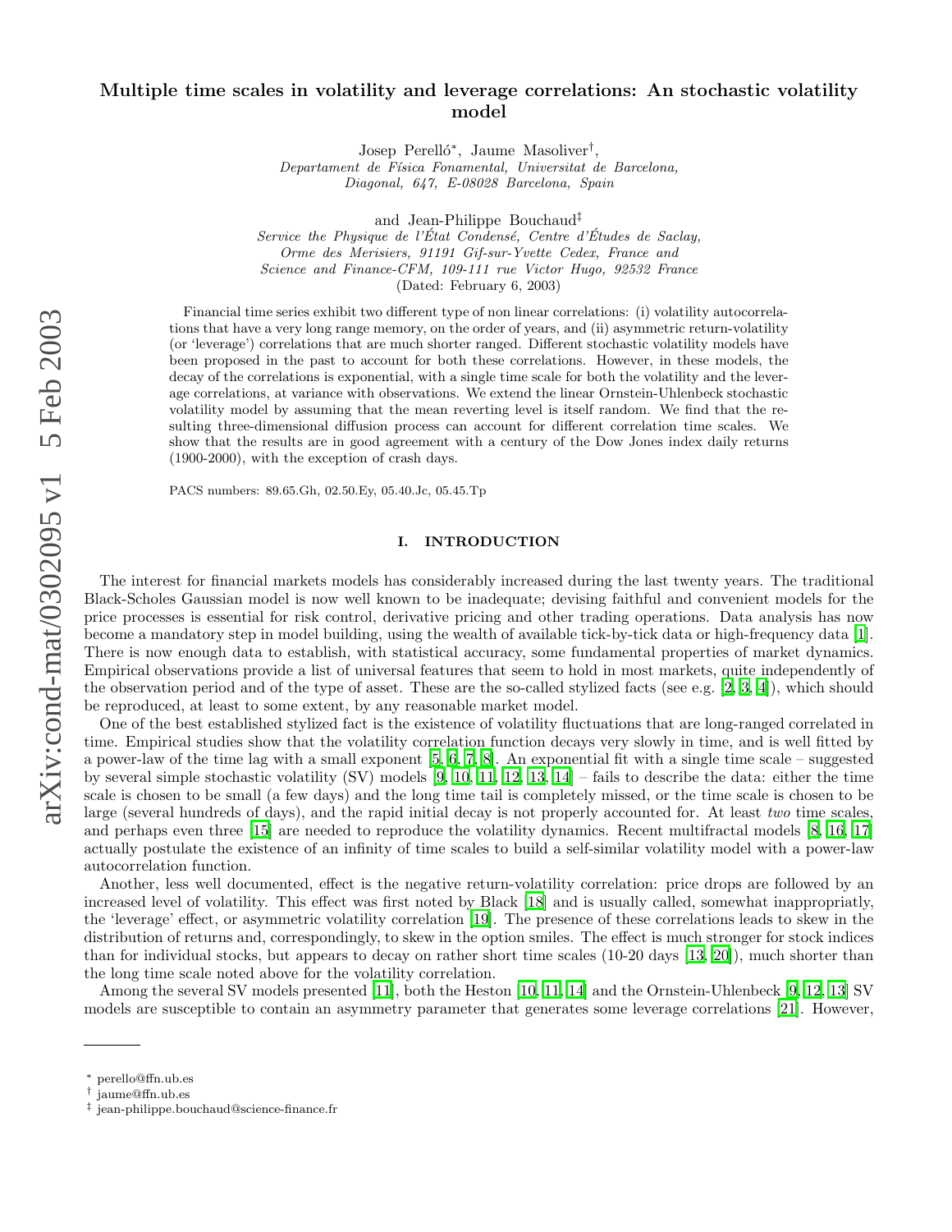# Multiple time scales in volatility and leverage correlations: An stochastic volatility model

Josep Perelló*, Jaume Masoliver†,

*Departament de Física Fonamental, Universitat de Barcelona, Diagonal, 647, E-08028 Barcelona, Spain*

and Jean-Philippe Bouchaud‡

*Service the Physique de l'État Condensé, Centre d'Études de Saclay, Orme des Merisiers, 91191 Gif-sur-Yvette Cedex, France and Science and Finance-CFM, 109-111 rue Victor Hugo, 92532 France*

(Dated: February 6, 2003)

Financial time series exhibit two different type of non linear correlations: (i) volatility autocorrelations that have a very long range memory, on the order of years, and (ii) asymmetric return-volatility (or 'leverage') correlations that are much shorter ranged. Different stochastic volatility models have been proposed in the past to account for both these correlations. However, in these models, the decay of the correlations is exponential, with a single time scale for both the volatility and the leverage correlations, at variance with observations. We extend the linear Ornstein-Uhlenbeck stochastic volatility model by assuming that the mean reverting level is itself random. We find that the resulting three-dimensional diffusion process can account for different correlation time scales. We show that the results are in good agreement with a century of the Dow Jones index daily returns (1900-2000), with the exception of crash days.

PACS numbers: 89.65.Gh, 02.50.Ey, 05.40.Jc, 05.45.Tp

## I. INTRODUCTION

The interest for financial markets models has considerably increased during the last twenty years. The traditional Black-Scholes Gaussian model is now well known to be inadequate; devising faithful and convenient models for the price processes is essential for risk control, derivative pricing and other trading operations. Data analysis has now become a mandatory step in model building, using the wealth of available tick-by-tick data or high-frequency data [1]. There is now enough data to establish, with statistical accuracy, some fundamental properties of market dynamics. Empirical observations provide a list of universal features that seem to hold in most markets, quite independently of the observation period and of the type of asset. These are the so-called stylized facts (see e.g. [2, 3, 4]), which should be reproduced, at least to some extent, by any reasonable market model.

One of the best established stylized fact is the existence of volatility fluctuations that are long-ranged correlated in time. Empirical studies show that the volatility correlation function decays very slowly in time, and is well fitted by a power-law of the time lag with a small exponent [5, 6, 7, 8]. An exponential fit with a single time scale – suggested by several simple stochastic volatility (SV) models [9, 10, 11, 12, 13, 14] – fails to describe the data: either the time scale is chosen to be small (a few days) and the long time tail is completely missed, or the time scale is chosen to be large (several hundreds of days), and the rapid initial decay is not properly accounted for. At least *two* time scales, and perhaps even three [15] are needed to reproduce the volatility dynamics. Recent multifractal models [8, 16, 17] actually postulate the existence of an infinity of time scales to build a self-similar volatility model with a power-law autocorrelation function.

Another, less well documented, effect is the negative return-volatility correlation: price drops are followed by an increased level of volatility. This effect was first noted by Black [18] and is usually called, somewhat inappropriatly, the 'leverage' effect, or asymmetric volatility correlation [19]. The presence of these correlations leads to skew in the distribution of returns and, correspondingly, to skew in the option smiles. The effect is much stronger for stock indices than for individual stocks, but appears to decay on rather short time scales (10-20 days [13, 20]), much shorter than the long time scale noted above for the volatility correlation.

Among the several SV models presented [11], both the Heston [10, 11, 14] and the Ornstein-Uhlenbeck [9, 12, 13] SV models are susceptible to contain an asymmetry parameter that generates some leverage correlations [21]. However,

* perello@ffn.ub.es
† jaume@ffn.ub.es
‡ jean-philippe.bouchaud@science-finance.fr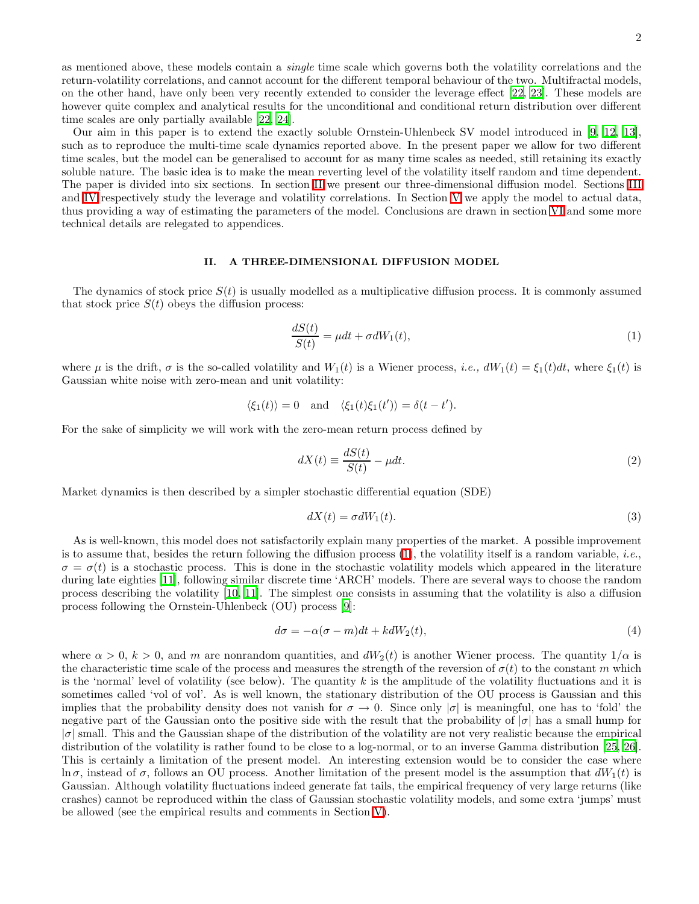as mentioned above, these models contain a *single* time scale which governs both the volatility correlations and the return-volatility correlations, and cannot account for the different temporal behaviour of the two. Multifractal models, on the other hand, have only been very recently extended to consider the leverage effect [22, 23]. These models are however quite complex and analytical results for the unconditional and conditional return distribution over different time scales are only partially available [22, 24].

Our aim in this paper is to extend the exactly soluble Ornstein-Uhlenbeck SV model introduced in [9, 12, 13], such as to reproduce the multi-time scale dynamics reported above. In the present paper we allow for two different time scales, but the model can be generalised to account for as many time scales as needed, still retaining its exactly soluble nature. The basic idea is to make the mean reverting level of the volatility itself random and time dependent. The paper is divided into six sections. In section II we present our three-dimensional diffusion model. Sections III and IV respectively study the leverage and volatility correlations. In Section V we apply the model to actual data, thus providing a way of estimating the parameters of the model. Conclusions are drawn in section VI and some more technical details are relegated to appendices.

## II. A THREE-DIMENSIONAL DIFFUSION MODEL

The dynamics of stock price $S(t)$ is usually modelled as a multiplicative diffusion process. It is commonly assumed that stock price $S(t)$ obeys the diffusion process:

$$\frac{dS(t)}{S(t)} = \mu dt + \sigma dW_1(t), \tag{1}$$

where $\mu$ is the drift, $\sigma$ is the so-called volatility and $W_1(t)$ is a Wiener process, *i.e.,* $dW_1(t) = \xi_1(t)dt$, where $\xi_1(t)$ is Gaussian white noise with zero-mean and unit volatility:

$$\langle \xi_1(t) \rangle = 0 \quad \text{and} \quad \langle \xi_1(t)\xi_1(t') \rangle = \delta(t - t').$$

For the sake of simplicity we will work with the zero-mean return process defined by

$$dX(t) \equiv \frac{dS(t)}{S(t)} - \mu dt. \tag{2}$$

Market dynamics is then described by a simpler stochastic differential equation (SDE)

$$dX(t) = \sigma dW_1(t). \tag{3}$$

As is well-known, this model does not satisfactorily explain many properties of the market. A possible improvement is to assume that, besides the return following the diffusion process (1), the volatility itself is a random variable, *i.e.,* $\sigma = \sigma(t)$ is a stochastic process. This is done in the stochastic volatility models which appeared in the literature during late eighties [11], following similar discrete time 'ARCH' models. There are several ways to choose the random process describing the volatility [10, 11]. The simplest one consists in assuming that the volatility is also a diffusion process following the Ornstein-Uhlenbeck (OU) process [9]:

$$d\sigma = -\alpha(\sigma - m)dt + k dW_2(t), \tag{4}$$

where $\alpha > 0$, $k > 0$, and $m$ are nonrandom quantities, and $dW_2(t)$ is another Wiener process. The quantity $1/\alpha$ is the characteristic time scale of the process and measures the strength of the reversion of $\sigma(t)$ to the constant $m$ which is the 'normal' level of volatility (see below). The quantity $k$ is the amplitude of the volatility fluctuations and it is sometimes called 'vol of vol'. As is well known, the stationary distribution of the OU process is Gaussian and this implies that the probability density does not vanish for $\sigma \to 0$. Since only $|\sigma|$ is meaningful, one has to 'fold' the negative part of the Gaussian onto the positive side with the result that the probability of $|\sigma|$ has a small hump for $|\sigma|$ small. This and the Gaussian shape of the distribution of the volatility are not very realistic because the empirical distribution of the volatility is rather found to be close to a log-normal, or to an inverse Gamma distribution [25, 26]. This is certainly a limitation of the present model. An interesting extension would be to consider the case where $\ln \sigma$, instead of $\sigma$, follows an OU process. Another limitation of the present model is the assumption that $dW_1(t)$ is Gaussian. Although volatility fluctuations indeed generate fat tails, the empirical frequency of very large returns (like crashes) cannot be reproduced within the class of Gaussian stochastic volatility models, and some extra 'jumps' must be allowed (see the empirical results and comments in Section V).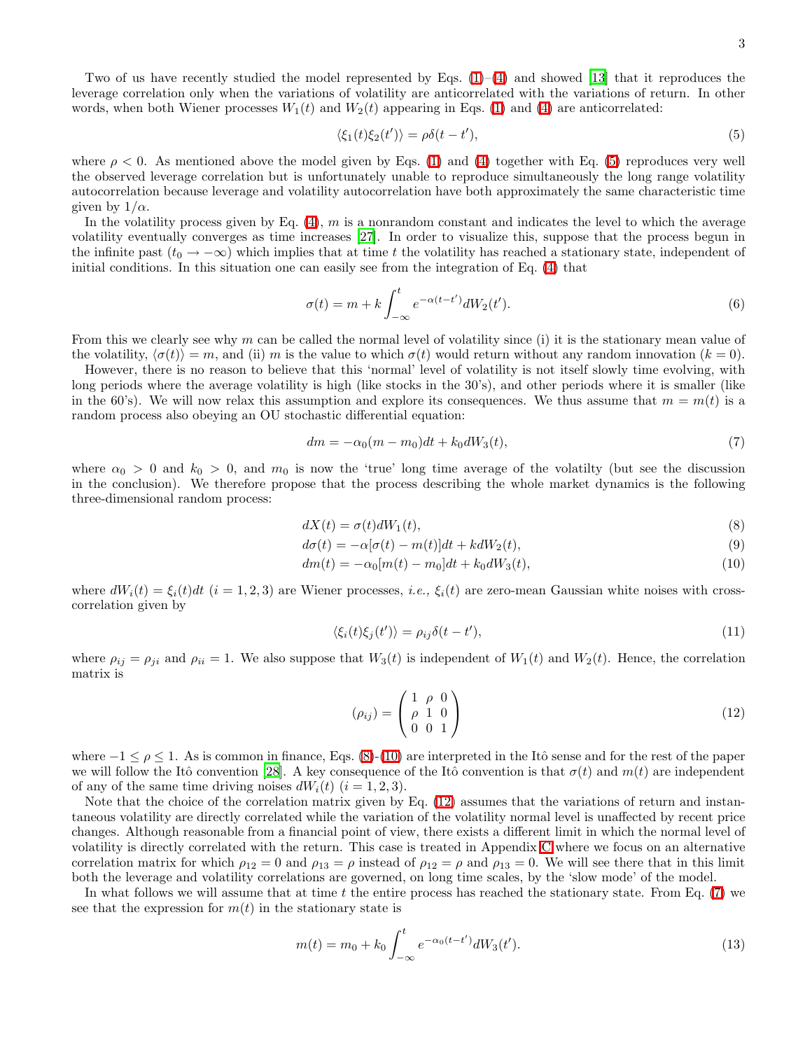Two of us have recently studied the model represented by Eqs. (1)–(4) and showed [13] that it reproduces the leverage correlation only when the variations of volatility are anticorrelated with the variations of return. In other words, when both Wiener processes $W_1(t)$ and $W_2(t)$ appearing in Eqs. (1) and (4) are anticorrelated:

$$\langle \xi_1(t)\xi_2(t')\rangle = \rho\delta(t-t'), \tag{5}$$

where $\rho < 0$. As mentioned above the model given by Eqs. (1) and (4) together with Eq. (5) reproduces very well the observed leverage correlation but is unfortunately unable to reproduce simultaneously the long range volatility autocorrelation because leverage and volatility autocorrelation have both approximately the same characteristic time given by $1/\alpha$.

In the volatility process given by Eq. (4), $m$ is a nonrandom constant and indicates the level to which the average volatility eventually converges as time increases [27]. In order to visualize this, suppose that the process begun in the infinite past ($t_0 \to -\infty$) which implies that at time $t$ the volatility has reached a stationary state, independent of initial conditions. In this situation one can easily see from the integration of Eq. (4) that

$$\sigma(t) = m + k\int_{-\infty}^{t} e^{-\alpha(t-t')}dW_2(t'). \tag{6}$$

From this we clearly see why $m$ can be called the normal level of volatility since (i) it is the stationary mean value of the volatility, $\langle\sigma(t)\rangle = m$, and (ii) $m$ is the value to which $\sigma(t)$ would return without any random innovation ($k = 0$).

However, there is no reason to believe that this 'normal' level of volatility is not itself slowly time evolving, with long periods where the average volatility is high (like stocks in the 30's), and other periods where it is smaller (like in the 60's). We will now relax this assumption and explore its consequences. We thus assume that $m = m(t)$ is a random process also obeying an OU stochastic differential equation:

$$dm = -\alpha_0(m - m_0)dt + k_0 dW_3(t), \tag{7}$$

where $\alpha_0 > 0$ and $k_0 > 0$, and $m_0$ is now the 'true' long time average of the volatilty (but see the discussion in the conclusion). We therefore propose that the process describing the whole market dynamics is the following three-dimensional random process:

$$dX(t) = \sigma(t)dW_1(t), \tag{8}$$

$$d\sigma(t) = -\alpha[\sigma(t) - m(t)]dt + kdW_2(t), \tag{9}$$

$$dm(t) = -\alpha_0[m(t) - m_0]dt + k_0 dW_3(t), \tag{10}$$

where $dW_i(t) = \xi_i(t)dt$ ($i = 1, 2, 3$) are Wiener processes, *i.e.,* $\xi_i(t)$ are zero-mean Gaussian white noises with cross-correlation given by

$$\langle \xi_i(t)\xi_j(t')\rangle = \rho_{ij}\delta(t-t'), \tag{11}$$

where $\rho_{ij} = \rho_{ji}$ and $\rho_{ii} = 1$. We also suppose that $W_3(t)$ is independent of $W_1(t)$ and $W_2(t)$. Hence, the correlation matrix is

$$(\rho_{ij}) = \begin{pmatrix} 1 & \rho & 0 \\ \rho & 1 & 0 \\ 0 & 0 & 1 \end{pmatrix} \tag{12}$$

where $-1 \leq \rho \leq 1$. As is common in finance, Eqs. (8)-(10) are interpreted in the Itô sense and for the rest of the paper we will follow the Itô convention [28]. A key consequence of the Itô convention is that $\sigma(t)$ and $m(t)$ are independent of any of the same time driving noises $dW_i(t)$ ($i = 1, 2, 3$).

Note that the choice of the correlation matrix given by Eq. (12) assumes that the variations of return and instantaneous volatility are directly correlated while the variation of the volatility normal level is unaffected by recent price changes. Although reasonable from a financial point of view, there exists a different limit in which the normal level of volatility is directly correlated with the return. This case is treated in Appendix C where we focus on an alternative correlation matrix for which $\rho_{12} = 0$ and $\rho_{13} = \rho$ instead of $\rho_{12} = \rho$ and $\rho_{13} = 0$. We will see there that in this limit both the leverage and volatility correlations are governed, on long time scales, by the 'slow mode' of the model.

In what follows we will assume that at time $t$ the entire process has reached the stationary state. From Eq. (7) we see that the expression for $m(t)$ in the stationary state is

$$m(t) = m_0 + k_0\int_{-\infty}^{t} e^{-\alpha_0(t-t')}dW_3(t'). \tag{13}$$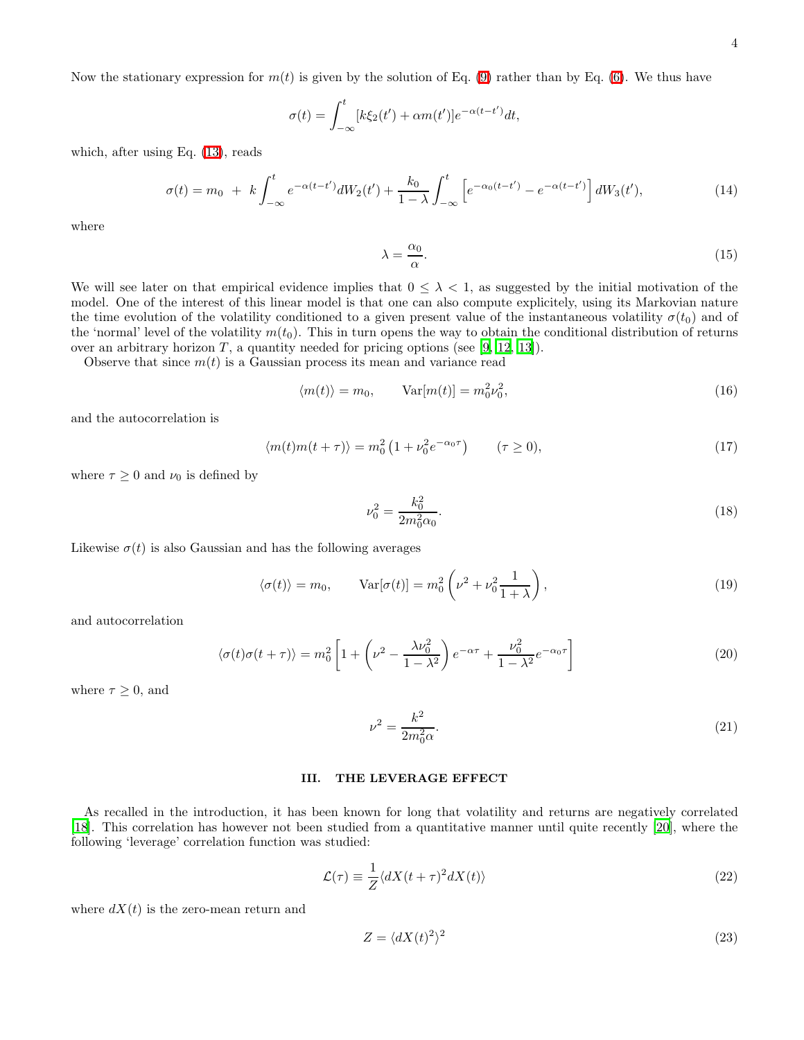Now the stationary expression for $m(t)$ is given by the solution of Eq. (9) rather than by Eq. (6). We thus have

$$
\sigma(t) = \int_{-\infty}^{t} [k\xi_2(t') + \alpha m(t')] e^{-\alpha(t-t')} dt,
$$

which, after using Eq. (13), reads

$$
\sigma(t) = m_0 \; + \; k \int_{-\infty}^{t} e^{-\alpha(t-t')} dW_2(t') + \frac{k_0}{1-\lambda} \int_{-\infty}^{t} \left[ e^{-\alpha_0(t-t')} - e^{-\alpha(t-t')} \right] dW_3(t'), \tag{14}
$$

where

$$
\lambda = \frac{\alpha_0}{\alpha}. \tag{15}
$$

We will see later on that empirical evidence implies that $0 \leq \lambda < 1$, as suggested by the initial motivation of the model. One of the interest of this linear model is that one can also compute explicitely, using its Markovian nature the time evolution of the volatility conditioned to a given present value of the instantaneous volatility $\sigma(t_0)$ and of the 'normal' level of the volatility $m(t_0)$. This in turn opens the way to obtain the conditional distribution of returns over an arbitrary horizon $T$, a quantity needed for pricing options (see [9, 12, 13]).

Observe that since $m(t)$ is a Gaussian process its mean and variance read

$$
\langle m(t) \rangle = m_0, \qquad \mathrm{Var}[m(t)] = m_0^2 \nu_0^2, \tag{16}
$$

and the autocorrelation is

$$
\langle m(t) m(t+\tau) \rangle = m_0^2 \left( 1 + \nu_0^2 e^{-\alpha_0 \tau} \right) \qquad (\tau \geq 0), \tag{17}
$$

where $\tau \geq 0$ and $\nu_0$ is defined by

$$
\nu_0^2 = \frac{k_0^2}{2 m_0^2 \alpha_0}. \tag{18}
$$

Likewise $\sigma(t)$ is also Gaussian and has the following averages

$$
\langle \sigma(t) \rangle = m_0, \qquad \mathrm{Var}[\sigma(t)] = m_0^2 \left( \nu^2 + \nu_0^2 \frac{1}{1+\lambda} \right), \tag{19}
$$

and autocorrelation

$$
\langle \sigma(t) \sigma(t+\tau) \rangle = m_0^2 \left[ 1 + \left( \nu^2 - \frac{\lambda \nu_0^2}{1-\lambda^2} \right) e^{-\alpha \tau} + \frac{\nu_0^2}{1-\lambda^2} e^{-\alpha_0 \tau} \right] \tag{20}
$$

where $\tau \geq 0$, and

$$
\nu^2 = \frac{k^2}{2 m_0^2 \alpha}. \tag{21}
$$

## III. THE LEVERAGE EFFECT

As recalled in the introduction, it has been known for long that volatility and returns are negatively correlated [18]. This correlation has however not been studied from a quantitative manner until quite recently [20], where the following 'leverage' correlation function was studied:

$$
\mathcal{L}(\tau) \equiv \frac{1}{Z} \langle dX(t+\tau)^2 dX(t) \rangle \tag{22}
$$

where $dX(t)$ is the zero-mean return and

$$
Z = \langle dX(t)^2 \rangle^2 \tag{23}
$$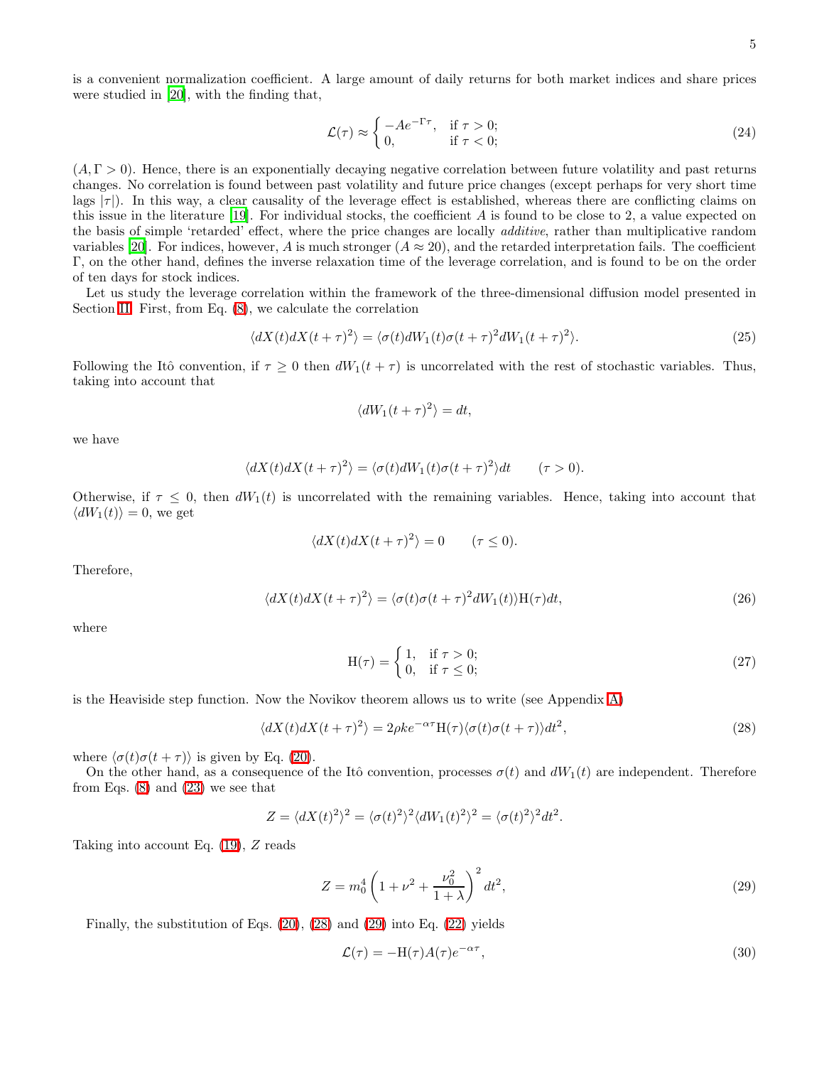is a convenient normalization coefficient. A large amount of daily returns for both market indices and share prices were studied in [20], with the finding that,

$$\mathcal{L}(\tau) \approx \begin{cases} -Ae^{-\Gamma\tau}, & \text{if } \tau > 0; \\ 0, & \text{if } \tau < 0; \end{cases} \tag{24}$$

$(A, \Gamma > 0)$. Hence, there is an exponentially decaying negative correlation between future volatility and past returns changes. No correlation is found between past volatility and future price changes (except perhaps for very short time lags $|\tau|$). In this way, a clear causality of the leverage effect is established, whereas there are conflicting claims on this issue in the literature [19]. For individual stocks, the coefficient $A$ is found to be close to 2, a value expected on the basis of simple 'retarded' effect, where the price changes are locally *additive*, rather than multiplicative random variables [20]. For indices, however, $A$ is much stronger ($A \approx 20$), and the retarded interpretation fails. The coefficient $\Gamma$, on the other hand, defines the inverse relaxation time of the leverage correlation, and is found to be on the order of ten days for stock indices.

Let us study the leverage correlation within the framework of the three-dimensional diffusion model presented in Section II. First, from Eq. (8), we calculate the correlation

$$\langle dX(t)dX(t+\tau)^2\rangle = \langle \sigma(t)dW_1(t)\sigma(t+\tau)^2 dW_1(t+\tau)^2\rangle. \tag{25}$$

Following the Itô convention, if $\tau \geq 0$ then $dW_1(t+\tau)$ is uncorrelated with the rest of stochastic variables. Thus, taking into account that

$$\langle dW_1(t+\tau)^2\rangle = dt,$$

we have

$$\langle dX(t)dX(t+\tau)^2\rangle = \langle \sigma(t)dW_1(t)\sigma(t+\tau)^2\rangle dt \qquad (\tau > 0).$$

Otherwise, if $\tau \leq 0$, then $dW_1(t)$ is uncorrelated with the remaining variables. Hence, taking into account that $\langle dW_1(t)\rangle = 0$, we get

$$\langle dX(t)dX(t+\tau)^2\rangle = 0 \qquad (\tau \leq 0).$$

Therefore,

$$\langle dX(t)dX(t+\tau)^2\rangle = \langle \sigma(t)\sigma(t+\tau)^2 dW_1(t)\rangle \mathrm{H}(\tau)dt, \tag{26}$$

where

$$\mathrm{H}(\tau) = \begin{cases} 1, & \text{if } \tau > 0; \\ 0, & \text{if } \tau \leq 0; \end{cases} \tag{27}$$

is the Heaviside step function. Now the Novikov theorem allows us to write (see Appendix A)

$$\langle dX(t)dX(t+\tau)^2\rangle = 2\rho k e^{-\alpha\tau}\mathrm{H}(\tau)\langle \sigma(t)\sigma(t+\tau)\rangle dt^2, \tag{28}$$

where $\langle \sigma(t)\sigma(t+\tau)\rangle$ is given by Eq. (20).

On the other hand, as a consequence of the Itô convention, processes $\sigma(t)$ and $dW_1(t)$ are independent. Therefore from Eqs. (8) and (23) we see that

$$Z = \langle dX(t)^2\rangle^2 = \langle \sigma(t)^2\rangle^2 \langle dW_1(t)^2\rangle^2 = \langle \sigma(t)^2\rangle^2 dt^2.$$

Taking into account Eq. (19), $Z$ reads

$$Z = m_0^4\left(1 + \nu^2 + \frac{\nu_0^2}{1+\lambda}\right)^2 dt^2, \tag{29}$$

Finally, the substitution of Eqs. (20), (28) and (29) into Eq. (22) yields

$$\mathcal{L}(\tau) = -\mathrm{H}(\tau)A(\tau)e^{-\alpha\tau}, \tag{30}$$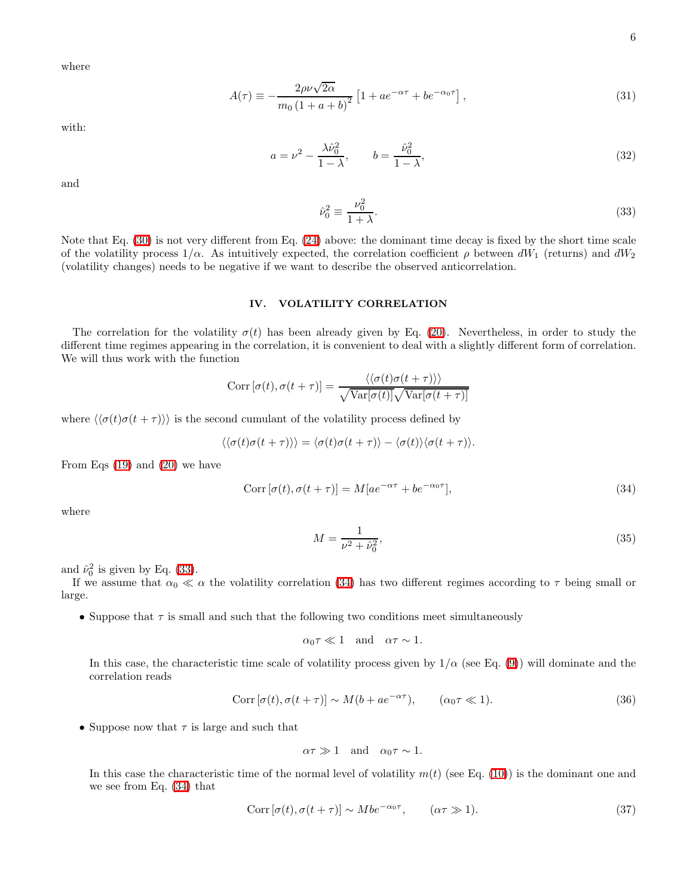where

$$
A(\tau) \equiv -\frac{2\rho\nu\sqrt{2\alpha}}{m_0\,(1+a+b)^2}\left[1+ae^{-\alpha\tau}+be^{-\alpha_0\tau}\right], \tag{31}
$$

with:

$$
a=\nu^2-\frac{\lambda\hat{\nu}_0^2}{1-\lambda}, \qquad b=\frac{\hat{\nu}_0^2}{1-\lambda}, \tag{32}
$$

and

$$
\hat{\nu}_0^2 \equiv \frac{\nu_0^2}{1+\lambda}. \tag{33}
$$

Note that Eq. (30) is not very different from Eq. (24) above: the dominant time decay is fixed by the short time scale of the volatility process $1/\alpha$. As intuitively expected, the correlation coefficient $\rho$ between $dW_1$ (returns) and $dW_2$ (volatility changes) needs to be negative if we want to describe the observed anticorrelation.

## IV. VOLATILITY CORRELATION

The correlation for the volatility $\sigma(t)$ has been already given by Eq. (20). Nevertheless, in order to study the different time regimes appearing in the correlation, it is convenient to deal with a slightly different form of correlation. We will thus work with the function

$$
\mathrm{Corr}\left[\sigma(t),\sigma(t+\tau)\right]=\frac{\langle\langle\sigma(t)\sigma(t+\tau)\rangle\rangle}{\sqrt{\mathrm{Var}[\sigma(t)]}\sqrt{\mathrm{Var}[\sigma(t+\tau)]}}
$$

where $\langle\langle\sigma(t)\sigma(t+\tau)\rangle\rangle$ is the second cumulant of the volatility process defined by

$$
\langle\langle\sigma(t)\sigma(t+\tau)\rangle\rangle=\langle\sigma(t)\sigma(t+\tau)\rangle-\langle\sigma(t)\rangle\langle\sigma(t+\tau)\rangle.
$$

From Eqs (19) and (20) we have

$$
\mathrm{Corr}\left[\sigma(t),\sigma(t+\tau)\right]=M[ae^{-\alpha\tau}+be^{-\alpha_0\tau}], \tag{34}
$$

where

$$
M=\frac{1}{\nu^2+\hat{\nu}_0^2}, \tag{35}
$$

and $\hat{\nu}_0^2$ is given by Eq. (33).

If we assume that $\alpha_0 \ll \alpha$ the volatility correlation (34) has two different regimes according to $\tau$ being small or large.

- Suppose that $\tau$ is small and such that the following two conditions meet simultaneously

  $$
  \alpha_0\tau \ll 1 \quad \text{and} \quad \alpha\tau \sim 1.
  $$

  In this case, the characteristic time scale of volatility process given by $1/\alpha$ (see Eq. (9)) will dominate and the correlation reads

  $$
  \mathrm{Corr}\left[\sigma(t),\sigma(t+\tau)\right]\sim M(b+ae^{-\alpha\tau}), \qquad (\alpha_0\tau \ll 1). \tag{36}
  $$

- Suppose now that $\tau$ is large and such that

  $$
  \alpha\tau \gg 1 \quad \text{and} \quad \alpha_0\tau \sim 1.
  $$

  In this case the characteristic time of the normal level of volatility $m(t)$ (see Eq. (10)) is the dominant one and we see from Eq. (34) that

  $$
  \mathrm{Corr}\left[\sigma(t),\sigma(t+\tau)\right]\sim Mbe^{-\alpha_0\tau}, \qquad (\alpha\tau \gg 1). \tag{37}
  $$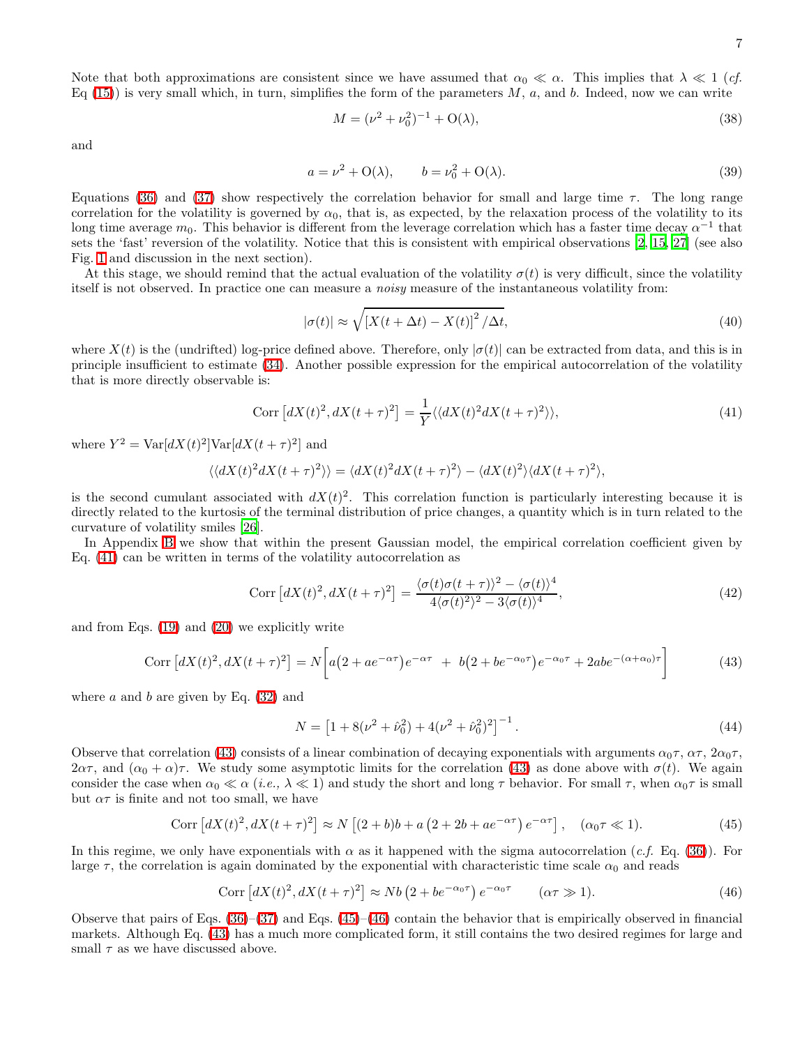Note that both approximations are consistent since we have assumed that $\alpha_0 \ll \alpha$. This implies that $\lambda \ll 1$ (*cf.* Eq (15)) is very small which, in turn, simplifies the form of the parameters $M$, $a$, and $b$. Indeed, now we can write

$$M = (\nu^2 + \nu_0^2)^{-1} + \mathrm{O}(\lambda), \tag{38}$$

and

$$a = \nu^2 + \mathrm{O}(\lambda), \qquad b = \nu_0^2 + \mathrm{O}(\lambda). \tag{39}$$

Equations (36) and (37) show respectively the correlation behavior for small and large time $\tau$. The long range correlation for the volatility is governed by $\alpha_0$, that is, as expected, by the relaxation process of the volatility to its long time average $m_0$. This behavior is different from the leverage correlation which has a faster time decay $\alpha^{-1}$ that sets the 'fast' reversion of the volatility. Notice that this is consistent with empirical observations [2, 15, 27] (see also Fig. 1 and discussion in the next section).

At this stage, we should remind that the actual evaluation of the volatility $\sigma(t)$ is very difficult, since the volatility itself is not observed. In practice one can measure a *noisy* measure of the instantaneous volatility from:

$$|\sigma(t)| \approx \sqrt{[X(t+\Delta t) - X(t)]^2 / \Delta t}, \tag{40}$$

where $X(t)$ is the (undrifted) log-price defined above. Therefore, only $|\sigma(t)|$ can be extracted from data, and this is in principle insufficient to estimate (34). Another possible expression for the empirical autocorrelation of the volatility that is more directly observable is:

$$\mathrm{Corr}\left[dX(t)^2, dX(t+\tau)^2\right] = \frac{1}{Y}\langle\langle dX(t)^2 dX(t+\tau)^2\rangle\rangle, \tag{41}$$

where $Y^2 = \mathrm{Var}[dX(t)^2]\mathrm{Var}[dX(t+\tau)^2]$ and

$$\langle\langle dX(t)^2 dX(t+\tau)^2\rangle\rangle = \langle dX(t)^2 dX(t+\tau)^2\rangle - \langle dX(t)^2\rangle\langle dX(t+\tau)^2\rangle,$$

is the second cumulant associated with $dX(t)^2$. This correlation function is particularly interesting because it is directly related to the kurtosis of the terminal distribution of price changes, a quantity which is in turn related to the curvature of volatility smiles [26].

In Appendix B we show that within the present Gaussian model, the empirical correlation coefficient given by Eq. (41) can be written in terms of the volatility autocorrelation as

$$\mathrm{Corr}\left[dX(t)^2, dX(t+\tau)^2\right] = \frac{\langle\sigma(t)\sigma(t+\tau)\rangle^2 - \langle\sigma(t)\rangle^4}{4\langle\sigma(t)^2\rangle^2 - 3\langle\sigma(t)\rangle^4}, \tag{42}$$

and from Eqs. (19) and (20) we explicitly write

$$\mathrm{Corr}\left[dX(t)^2, dX(t+\tau)^2\right] = N\left[a\big(2 + ae^{-\alpha\tau}\big)e^{-\alpha\tau} \;+\; b\big(2 + be^{-\alpha_0\tau}\big)e^{-\alpha_0\tau} + 2abe^{-(\alpha+\alpha_0)\tau}\right] \tag{43}$$

where $a$ and $b$ are given by Eq. (32) and

$$N = \left[1 + 8(\nu^2 + \hat{\nu}_0^2) + 4(\nu^2 + \hat{\nu}_0^2)^2\right]^{-1}. \tag{44}$$

Observe that correlation (43) consists of a linear combination of decaying exponentials with arguments $\alpha_0\tau$, $\alpha\tau$, $2\alpha_0\tau$, $2\alpha\tau$, and $(\alpha_0 + \alpha)\tau$. We study some asymptotic limits for the correlation (43) as done above with $\sigma(t)$. We again consider the case when $\alpha_0 \ll \alpha$ (*i.e.,* $\lambda \ll 1$) and study the short and long $\tau$ behavior. For small $\tau$, when $\alpha_0\tau$ is small but $\alpha\tau$ is finite and not too small, we have

$$\mathrm{Corr}\left[dX(t)^2, dX(t+\tau)^2\right] \approx N\left[(2+b)b + a\left(2 + 2b + ae^{-\alpha\tau}\right)e^{-\alpha\tau}\right], \quad (\alpha_0\tau \ll 1). \tag{45}$$

In this regime, we only have exponentials with $\alpha$ as it happened with the sigma autocorrelation (*c.f.* Eq. (36)). For large $\tau$, the correlation is again dominated by the exponential with characteristic time scale $\alpha_0$ and reads

$$\mathrm{Corr}\left[dX(t)^2, dX(t+\tau)^2\right] \approx Nb\left(2 + be^{-\alpha_0\tau}\right)e^{-\alpha_0\tau} \qquad (\alpha\tau \gg 1). \tag{46}$$

Observe that pairs of Eqs. (36)–(37) and Eqs. (45)–(46) contain the behavior that is empirically observed in financial markets. Although Eq. (43) has a much more complicated form, it still contains the two desired regimes for large and small $\tau$ as we have discussed above.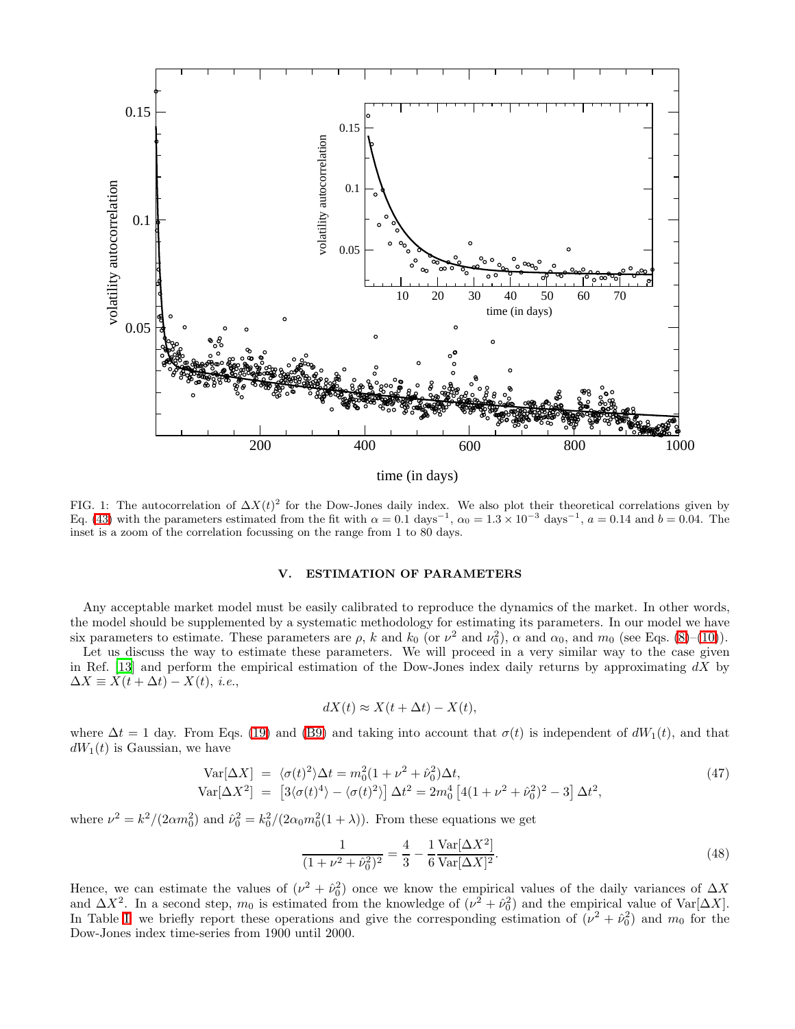FIG. 1: The autocorrelation of $\Delta X(t)^2$ for the Dow-Jones daily index. We also plot their theoretical correlations given by Eq. (43) with the parameters estimated from the fit with $\alpha = 0.1$ days$^{-1}$, $\alpha_0 = 1.3 \times 10^{-3}$ days$^{-1}$, $a = 0.14$ and $b = 0.04$. The inset is a zoom of the correlation focussing on the range from 1 to 80 days.

## V. ESTIMATION OF PARAMETERS

Any acceptable market model must be easily calibrated to reproduce the dynamics of the market. In other words, the model should be supplemented by a systematic methodology for estimating its parameters. In our model we have six parameters to estimate. These parameters are $\rho$, $k$ and $k_0$ (or $\nu^2$ and $\nu_0^2$), $\alpha$ and $\alpha_0$, and $m_0$ (see Eqs. (8)–(10)).

Let us discuss the way to estimate these parameters. We will proceed in a very similar way to the case given in Ref. [13] and perform the empirical estimation of the Dow-Jones index daily returns by approximating $dX$ by $\Delta X \equiv X(t + \Delta t) - X(t)$, *i.e.*,

$$dX(t) \approx X(t + \Delta t) - X(t),$$

where $\Delta t = 1$ day. From Eqs. (19) and (B9) and taking into account that $\sigma(t)$ is independent of $dW_1(t)$, and that $dW_1(t)$ is Gaussian, we have

$$\begin{aligned}
\mathrm{Var}[\Delta X] &= \langle \sigma(t)^2 \rangle \Delta t = m_0^2 (1 + \nu^2 + \hat{\nu}_0^2) \Delta t, \\
\mathrm{Var}[\Delta X^2] &= \left[ 3\langle \sigma(t)^4 \rangle - \langle \sigma(t)^2 \rangle \right] \Delta t^2 = 2 m_0^4 \left[ 4(1 + \nu^2 + \hat{\nu}_0^2)^2 - 3 \right] \Delta t^2,
\end{aligned} \tag{47}$$

where $\nu^2 = k^2/(2\alpha m_0^2)$ and $\hat{\nu}_0^2 = k_0^2/(2\alpha_0 m_0^2 (1 + \lambda))$. From these equations we get

$$\frac{1}{(1 + \nu^2 + \hat{\nu}_0^2)^2} = \frac{4}{3} - \frac{1}{6} \frac{\mathrm{Var}[\Delta X^2]}{\mathrm{Var}[\Delta X]^2}. \tag{48}$$

Hence, we can estimate the values of $(\nu^2 + \hat{\nu}_0^2)$ once we know the empirical values of the daily variances of $\Delta X$ and $\Delta X^2$. In a second step, $m_0$ is estimated from the knowledge of $(\nu^2 + \hat{\nu}_0^2)$ and the empirical value of $\mathrm{Var}[\Delta X]$. In Table I we briefly report these operations and give the corresponding estimation of $(\nu^2 + \hat{\nu}_0^2)$ and $m_0$ for the Dow-Jones index time-series from 1900 until 2000.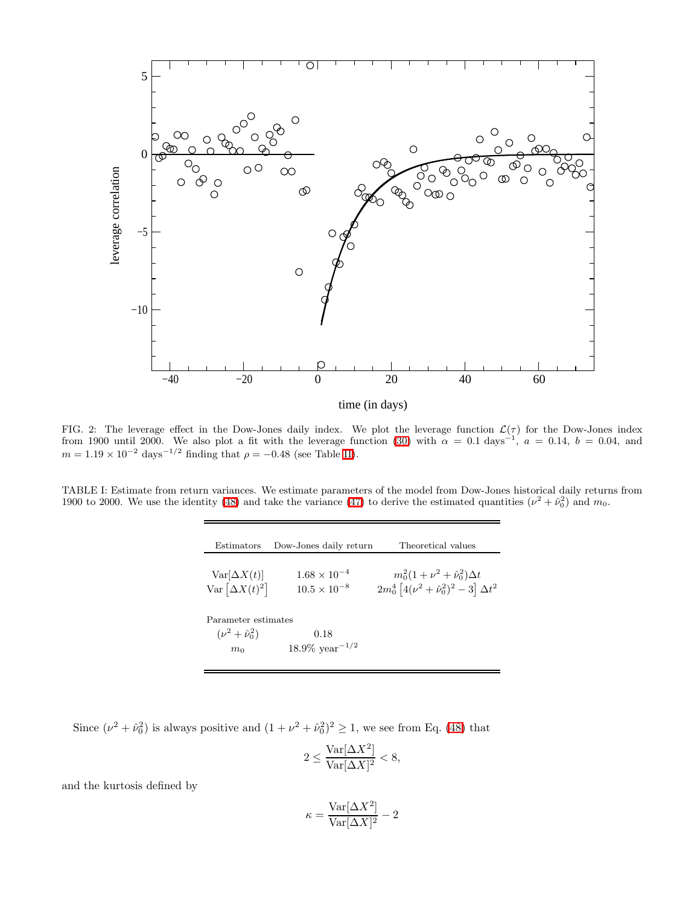FIG. 2: The leverage effect in the Dow-Jones daily index. We plot the leverage function $\mathcal{L}(\tau)$ for the Dow-Jones index from 1900 until 2000. We also plot a fit with the leverage function (30) with $\alpha = 0.1$ days$^{-1}$, $a = 0.14$, $b = 0.04$, and $m = 1.19 \times 10^{-2}$ days$^{-1/2}$ finding that $\rho = -0.48$ (see Table II).

TABLE I: Estimate from return variances. We estimate parameters of the model from Dow-Jones historical daily returns from 1900 to 2000. We use the identity (48) and take the variance (47) to derive the estimated quantities $(\nu^2 + \hat{\nu}_0^2)$ and $m_0$.

| Estimators | Dow-Jones daily return | Theoretical values |
|---|---|---|
| $\mathrm{Var}[\Delta X(t)]$ | $1.68 \times 10^{-4}$ | $m_0^2(1 + \nu^2 + \hat{\nu}_0^2)\Delta t$ |
| $\mathrm{Var}\left[\Delta X(t)^2\right]$ | $10.5 \times 10^{-8}$ | $2m_0^4\left[4(\nu^2 + \hat{\nu}_0^2)^2 - 3\right]\Delta t^2$ |
| Parameter estimates | | |
| $(\nu^2 + \hat{\nu}_0^2)$ | 0.18 | |
| $m_0$ | 18.9% year$^{-1/2}$ | |

Since $(\nu^2 + \hat{\nu}_0^2)$ is always positive and $(1 + \nu^2 + \hat{\nu}_0^2)^2 \geq 1$, we see from Eq. (48) that

$$2 \leq \frac{\mathrm{Var}[\Delta X^2]}{\mathrm{Var}[\Delta X]^2} < 8,$$

and the kurtosis defined by

$$\kappa = \frac{\mathrm{Var}[\Delta X^2]}{\mathrm{Var}[\Delta X]^2} - 2$$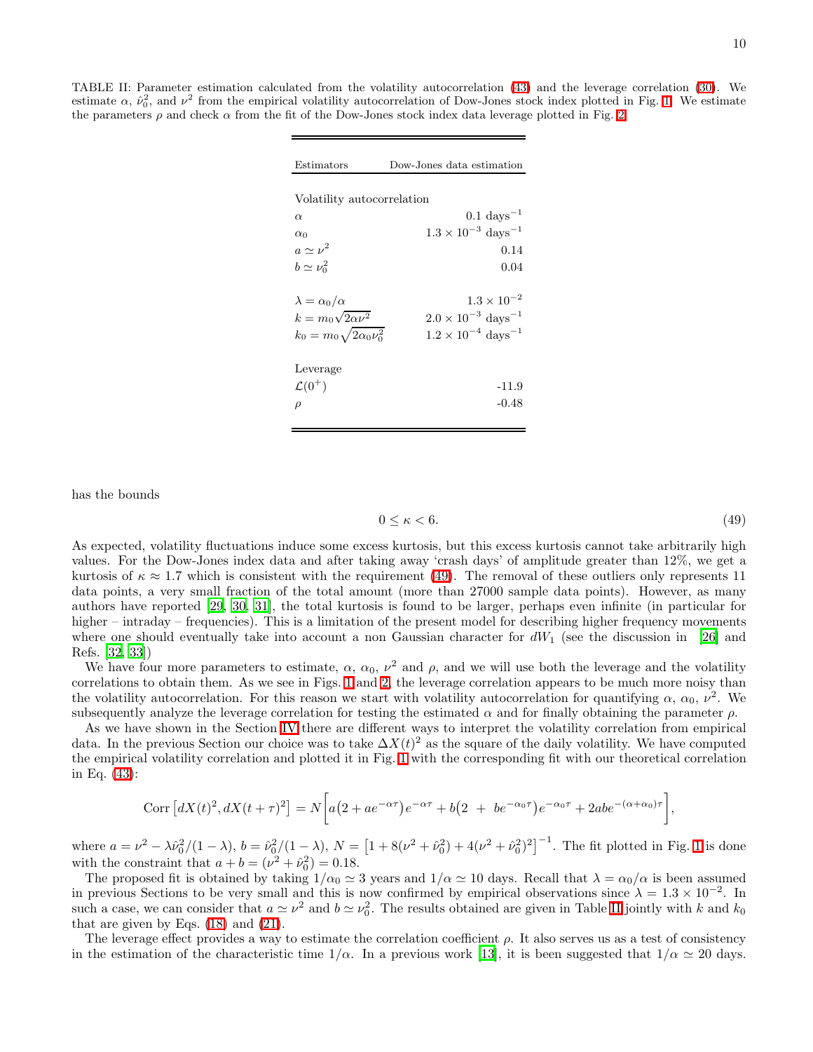TABLE II: Parameter estimation calculated from the volatility autocorrelation (43) and the leverage correlation (30). We estimate $\alpha$, $\hat{\nu}_0^2$, and $\nu^2$ from the empirical volatility autocorrelation of Dow-Jones stock index plotted in Fig. 1. We estimate the parameters $\rho$ and check $\alpha$ from the fit of the Dow-Jones stock index data leverage plotted in Fig. 2.

| Estimators | Dow-Jones data estimation |
|---|---|
| Volatility autocorrelation | |
| $\alpha$ | 0.1 days$^{-1}$ |
| $\alpha_0$ | $1.3 \times 10^{-3}$ days$^{-1}$ |
| $a \simeq \nu^2$ | 0.14 |
| $b \simeq \nu_0^2$ | 0.04 |
| $\lambda = \alpha_0/\alpha$ | $1.3 \times 10^{-2}$ |
| $k = m_0\sqrt{2\alpha\nu^2}$ | $2.0 \times 10^{-3}$ days$^{-1}$ |
| $k_0 = m_0\sqrt{2\alpha_0\nu_0^2}$ | $1.2 \times 10^{-4}$ days$^{-1}$ |
| Leverage | |
| $\mathcal{L}(0^+)$ | -11.9 |
| $\rho$ | -0.48 |

has the bounds

$$0 \le \kappa < 6. \tag{49}$$

As expected, volatility fluctuations induce some excess kurtosis, but this excess kurtosis cannot take arbitrarily high values. For the Dow-Jones index data and after taking away 'crash days' of amplitude greater than 12%, we get a kurtosis of $\kappa \approx 1.7$ which is consistent with the requirement (49). The removal of these outliers only represents 11 data points, a very small fraction of the total amount (more than 27000 sample data points). However, as many authors have reported [29, 30, 31], the total kurtosis is found to be larger, perhaps even infinite (in particular for higher – intraday – frequencies). This is a limitation of the present model for describing higher frequency movements where one should eventually take into account a non Gaussian character for $dW_1$ (see the discussion in [26] and Refs. [32, 33])

We have four more parameters to estimate, $\alpha$, $\alpha_0$, $\nu^2$ and $\rho$, and we will use both the leverage and the volatility correlations to obtain them. As we see in Figs. 1 and 2, the leverage correlation appears to be much more noisy than the volatility autocorrelation. For this reason we start with volatility autocorrelation for quantifying $\alpha$, $\alpha_0$, $\nu^2$. We subsequently analyze the leverage correlation for testing the estimated $\alpha$ and for finally obtaining the parameter $\rho$.

As we have shown in the Section IV there are different ways to interpret the volatility correlation from empirical data. In the previous Section our choice was to take $\Delta X(t)^2$ as the square of the daily volatility. We have computed the empirical volatility correlation and plotted it in Fig. 1 with the corresponding fit with our theoretical correlation in Eq. (43):

$$\mathrm{Corr}\left[dX(t)^2, dX(t+\tau)^2\right] = N\left[a\left(2 + ae^{-\alpha\tau}\right)e^{-\alpha\tau} + b\left(2 \;+\; be^{-\alpha_0\tau}\right)e^{-\alpha_0\tau} + 2abe^{-(\alpha+\alpha_0)\tau}\right],$$

where $a = \nu^2 - \lambda\hat{\nu}_0^2/(1-\lambda)$, $b = \hat{\nu}_0^2/(1-\lambda)$, $N = \left[1 + 8(\nu^2 + \hat{\nu}_0^2) + 4(\nu^2 + \hat{\nu}_0^2)^2\right]^{-1}$. The fit plotted in Fig. 1 is done with the constraint that $a + b = (\nu^2 + \hat{\nu}_0^2) = 0.18$.

The proposed fit is obtained by taking $1/\alpha_0 \simeq 3$ years and $1/\alpha \simeq 10$ days. Recall that $\lambda = \alpha_0/\alpha$ is been assumed in previous Sections to be very small and this is now confirmed by empirical observations since $\lambda = 1.3 \times 10^{-2}$. In such a case, we can consider that $a \simeq \nu^2$ and $b \simeq \nu_0^2$. The results obtained are given in Table II jointly with $k$ and $k_0$ that are given by Eqs. (18) and (21).

The leverage effect provides a way to estimate the correlation coefficient $\rho$. It also serves us as a test of consistency in the estimation of the characteristic time $1/\alpha$. In a previous work [13], it is been suggested that $1/\alpha \simeq 20$ days.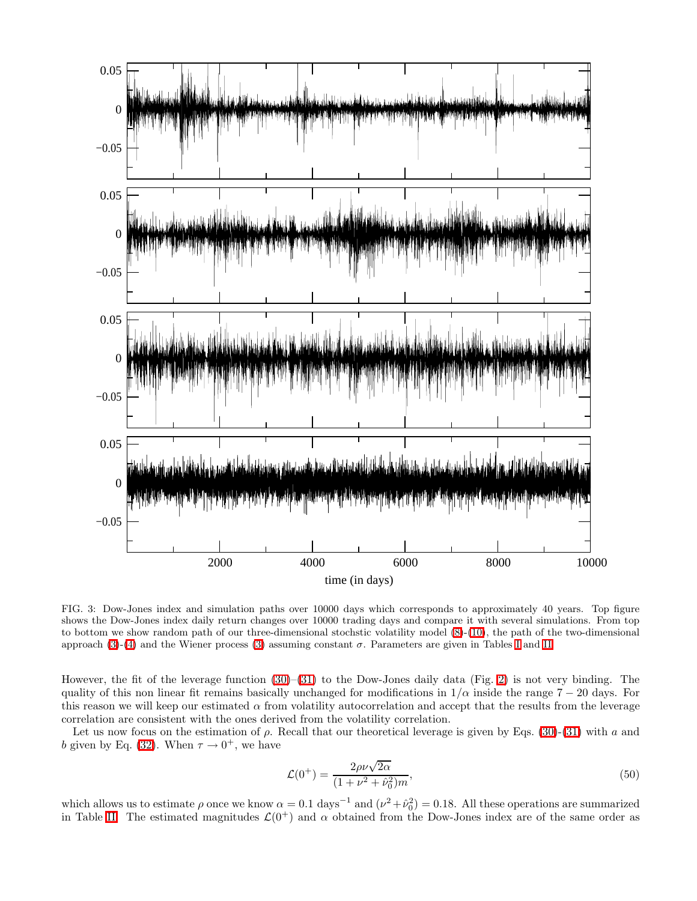FIG. 3: Dow-Jones index and simulation paths over 10000 days which corresponds to approximately 40 years. Top figure shows the Dow-Jones index daily return changes over 10000 trading days and compare it with several simulations. From top to bottom we show random path of our three-dimensional stochstic volatility model (8)-(10), the path of the two-dimensional approach (3)-(4) and the Wiener process (3) assuming constant $\sigma$. Parameters are given in Tables I and II.

However, the fit of the leverage function (30)–(31) to the Dow-Jones daily data (Fig. 2) is not very binding. The quality of this non linear fit remains basically unchanged for modifications in $1/\alpha$ inside the range $7 - 20$ days. For this reason we will keep our estimated $\alpha$ from volatility autocorrelation and accept that the results from the leverage correlation are consistent with the ones derived from the volatility correlation.

Let us now focus on the estimation of $\rho$. Recall that our theoretical leverage is given by Eqs. (30)-(31) with $a$ and $b$ given by Eq. (32). When $\tau \to 0^+$, we have

$$\mathcal{L}(0^+) = \frac{2\rho\nu\sqrt{2\alpha}}{(1+\nu^2+\hat{\nu}_0^2)m}, \tag{50}$$

which allows us to estimate $\rho$ once we know $\alpha = 0.1$ days$^{-1}$ and $(\nu^2 + \hat{\nu}_0^2) = 0.18$. All these operations are summarized in Table II. The estimated magnitudes $\mathcal{L}(0^+)$ and $\alpha$ obtained from the Dow-Jones index are of the same order as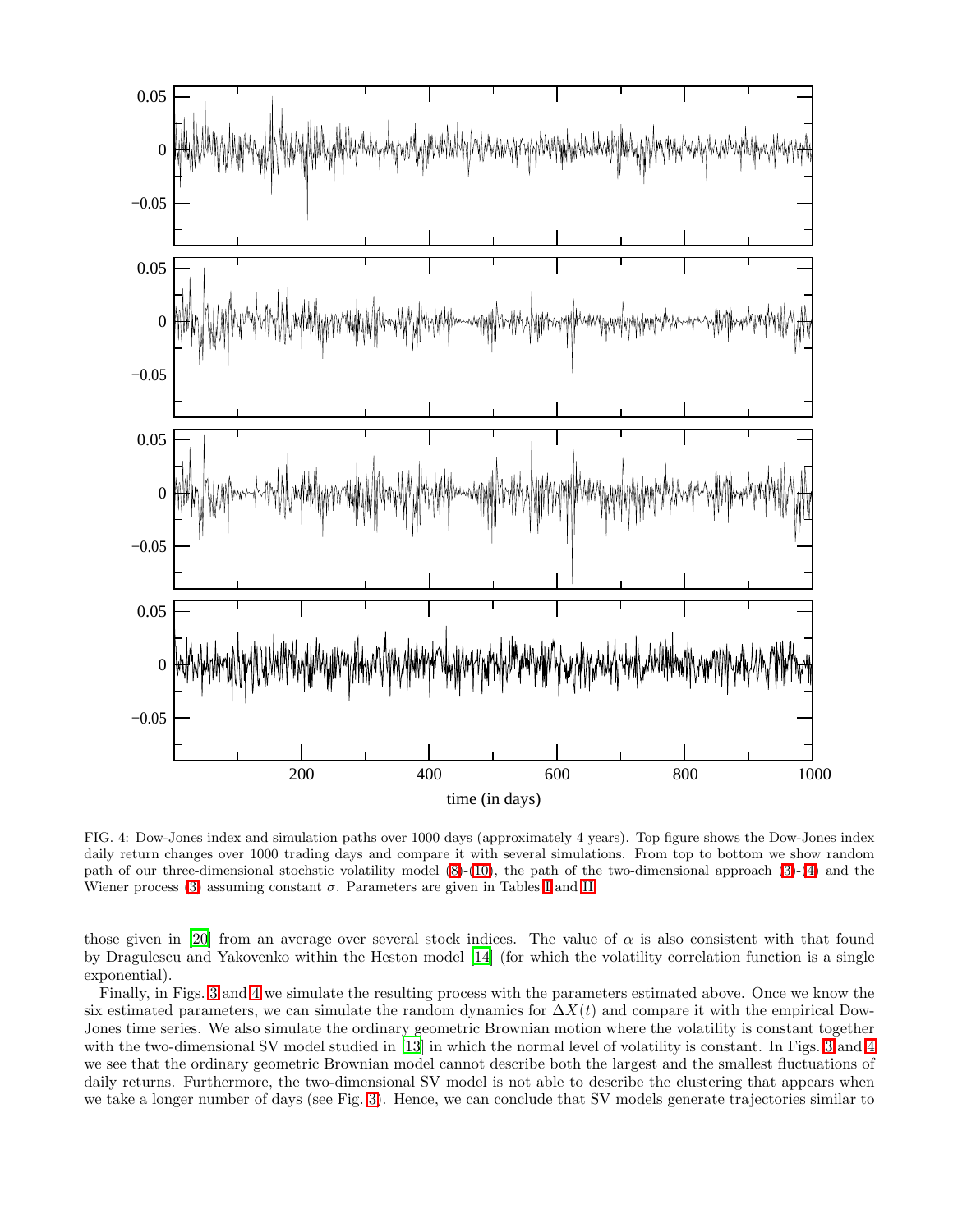FIG. 4: Dow-Jones index and simulation paths over 1000 days (approximately 4 years). Top figure shows the Dow-Jones index daily return changes over 1000 trading days and compare it with several simulations. From top to bottom we show random path of our three-dimensional stochstic volatility model (8)-(10), the path of the two-dimensional approach (3)-(4) and the Wiener process (3) assuming constant $\sigma$. Parameters are given in Tables I and II.

those given in [20] from an average over several stock indices. The value of $\alpha$ is also consistent with that found by Dragulescu and Yakovenko within the Heston model [14] (for which the volatility correlation function is a single exponential).

Finally, in Figs. 3 and 4 we simulate the resulting process with the parameters estimated above. Once we know the six estimated parameters, we can simulate the random dynamics for $\Delta X(t)$ and compare it with the empirical Dow-Jones time series. We also simulate the ordinary geometric Brownian motion where the volatility is constant together with the two-dimensional SV model studied in [13] in which the normal level of volatility is constant. In Figs. 3 and 4 we see that the ordinary geometric Brownian model cannot describe both the largest and the smallest fluctuations of daily returns. Furthermore, the two-dimensional SV model is not able to describe the clustering that appears when we take a longer number of days (see Fig. 3). Hence, we can conclude that SV models generate trajectories similar to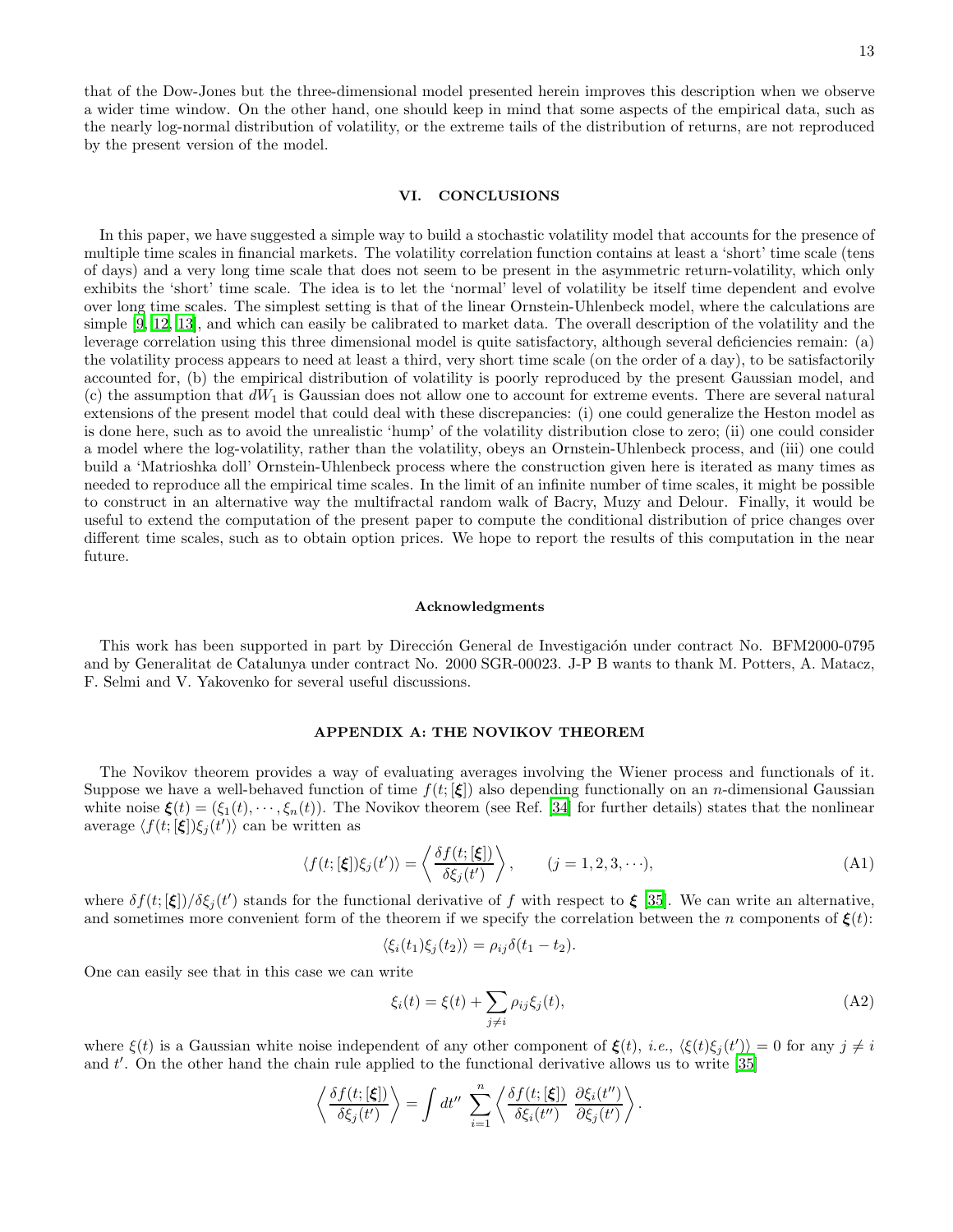that of the Dow-Jones but the three-dimensional model presented herein improves this description when we observe a wider time window. On the other hand, one should keep in mind that some aspects of the empirical data, such as the nearly log-normal distribution of volatility, or the extreme tails of the distribution of returns, are not reproduced by the present version of the model.

## VI. CONCLUSIONS

In this paper, we have suggested a simple way to build a stochastic volatility model that accounts for the presence of multiple time scales in financial markets. The volatility correlation function contains at least a 'short' time scale (tens of days) and a very long time scale that does not seem to be present in the asymmetric return-volatility, which only exhibits the 'short' time scale. The idea is to let the 'normal' level of volatility be itself time dependent and evolve over long time scales. The simplest setting is that of the linear Ornstein-Uhlenbeck model, where the calculations are simple [9, 12, 13], and which can easily be calibrated to market data. The overall description of the volatility and the leverage correlation using this three dimensional model is quite satisfactory, although several deficiencies remain: (a) the volatility process appears to need at least a third, very short time scale (on the order of a day), to be satisfactorily accounted for, (b) the empirical distribution of volatility is poorly reproduced by the present Gaussian model, and (c) the assumption that $dW_1$ is Gaussian does not allow one to account for extreme events. There are several natural extensions of the present model that could deal with these discrepancies: (i) one could generalize the Heston model as is done here, such as to avoid the unrealistic 'hump' of the volatility distribution close to zero; (ii) one could consider a model where the log-volatility, rather than the volatility, obeys an Ornstein-Uhlenbeck process, and (iii) one could build a 'Matrioshka doll' Ornstein-Uhlenbeck process where the construction given here is iterated as many times as needed to reproduce all the empirical time scales. In the limit of an infinite number of time scales, it might be possible to construct in an alternative way the multifractal random walk of Bacry, Muzy and Delour. Finally, it would be useful to extend the computation of the present paper to compute the conditional distribution of price changes over different time scales, such as to obtain option prices. We hope to report the results of this computation in the near future.

### Acknowledgments

This work has been supported in part by Dirección General de Investigación under contract No. BFM2000-0795 and by Generalitat de Catalunya under contract No. 2000 SGR-00023. J-P B wants to thank M. Potters, A. Matacz, F. Selmi and V. Yakovenko for several useful discussions.

## APPENDIX A: THE NOVIKOV THEOREM

The Novikov theorem provides a way of evaluating averages involving the Wiener process and functionals of it. Suppose we have a well-behaved function of time $f(t;[\boldsymbol{\xi}])$ also depending functionally on an $n$-dimensional Gaussian white noise $\boldsymbol{\xi}(t) = (\xi_1(t), \cdots, \xi_n(t))$. The Novikov theorem (see Ref. [34] for further details) states that the nonlinear average $\langle f(t;[\boldsymbol{\xi}])\xi_j(t')\rangle$ can be written as

$$\langle f(t;[\boldsymbol{\xi}])\xi_j(t')\rangle = \left\langle \frac{\delta f(t;[\boldsymbol{\xi}])}{\delta \xi_j(t')} \right\rangle, \qquad (j = 1, 2, 3, \cdots), \tag{A1}$$

where $\delta f(t;[\boldsymbol{\xi}])/\delta\xi_j(t')$ stands for the functional derivative of $f$ with respect to $\boldsymbol{\xi}$ [35]. We can write an alternative, and sometimes more convenient form of the theorem if we specify the correlation between the $n$ components of $\boldsymbol{\xi}(t)$:

$$\langle \xi_i(t_1)\xi_j(t_2)\rangle = \rho_{ij}\delta(t_1 - t_2).$$

One can easily see that in this case we can write

$$\xi_i(t) = \xi(t) + \sum_{j \neq i} \rho_{ij}\xi_j(t), \tag{A2}$$

where $\xi(t)$ is a Gaussian white noise independent of any other component of $\boldsymbol{\xi}(t)$, *i.e.*, $\langle \xi(t)\xi_j(t')\rangle = 0$ for any $j \neq i$ and $t'$. On the other hand the chain rule applied to the functional derivative allows us to write [35]

$$\left\langle \frac{\delta f(t;[\boldsymbol{\xi}])}{\delta \xi_j(t')} \right\rangle = \int dt'' \sum_{i=1}^{n} \left\langle \frac{\delta f(t;[\boldsymbol{\xi}])}{\delta \xi_i(t'')} \frac{\partial \xi_i(t'')}{\partial \xi_j(t')} \right\rangle.$$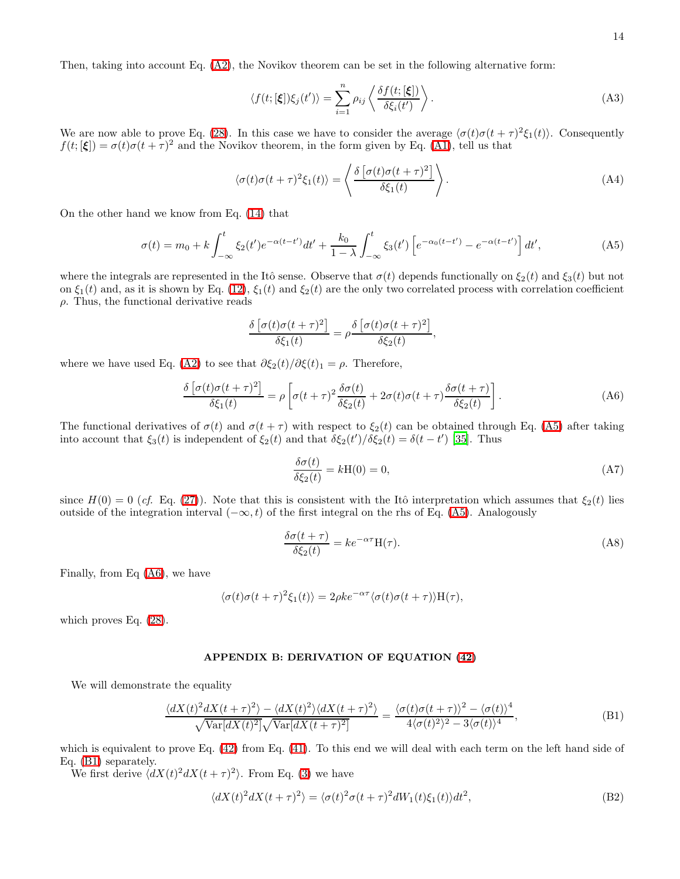Then, taking into account Eq. (A2), the Novikov theorem can be set in the following alternative form:

$$\langle f(t;[\boldsymbol{\xi}])\xi_j(t')\rangle = \sum_{i=1}^{n} \rho_{ij} \left\langle \frac{\delta f(t;[\boldsymbol{\xi}])}{\delta \xi_i(t')} \right\rangle. \tag{A3}$$

We are now able to prove Eq. (28). In this case we have to consider the average $\langle \sigma(t)\sigma(t+\tau)^2\xi_1(t)\rangle$. Consequently $f(t;[\boldsymbol{\xi}]) = \sigma(t)\sigma(t+\tau)^2$ and the Novikov theorem, in the form given by Eq. (A1), tell us that

$$\langle \sigma(t)\sigma(t+\tau)^2\xi_1(t)\rangle = \left\langle \frac{\delta\left[\sigma(t)\sigma(t+\tau)^2\right]}{\delta\xi_1(t)} \right\rangle. \tag{A4}$$

On the other hand we know from Eq. (14) that

$$\sigma(t) = m_0 + k\int_{-\infty}^{t} \xi_2(t')e^{-\alpha(t-t')}dt' + \frac{k_0}{1-\lambda}\int_{-\infty}^{t} \xi_3(t')\left[e^{-\alpha_0(t-t')} - e^{-\alpha(t-t')}\right]dt', \tag{A5}$$

where the integrals are represented in the Itô sense. Observe that $\sigma(t)$ depends functionally on $\xi_2(t)$ and $\xi_3(t)$ but not on $\xi_1(t)$ and, as it is shown by Eq. (12), $\xi_1(t)$ and $\xi_2(t)$ are the only two correlated process with correlation coefficient $\rho$. Thus, the functional derivative reads

$$\frac{\delta\left[\sigma(t)\sigma(t+\tau)^2\right]}{\delta\xi_1(t)} = \rho\frac{\delta\left[\sigma(t)\sigma(t+\tau)^2\right]}{\delta\xi_2(t)},$$

where we have used Eq. (A2) to see that $\partial\xi_2(t)/\partial\xi(t)_1 = \rho$. Therefore,

$$\frac{\delta\left[\sigma(t)\sigma(t+\tau)^2\right]}{\delta\xi_1(t)} = \rho\left[\sigma(t+\tau)^2\frac{\delta\sigma(t)}{\delta\xi_2(t)} + 2\sigma(t)\sigma(t+\tau)\frac{\delta\sigma(t+\tau)}{\delta\xi_2(t)}\right]. \tag{A6}$$

The functional derivatives of $\sigma(t)$ and $\sigma(t+\tau)$ with respect to $\xi_2(t)$ can be obtained through Eq. (A5) after taking into account that $\xi_3(t)$ is independent of $\xi_2(t)$ and that $\delta\xi_2(t')/\delta\xi_2(t) = \delta(t-t')$ [35]. Thus

$$\frac{\delta\sigma(t)}{\delta\xi_2(t)} = k\mathrm{H}(0) = 0, \tag{A7}$$

since $H(0) = 0$ (*cf.* Eq. (27)). Note that this is consistent with the Itô interpretation which assumes that $\xi_2(t)$ lies outside of the integration interval $(-\infty, t)$ of the first integral on the rhs of Eq. (A5). Analogously

$$\frac{\delta\sigma(t+\tau)}{\delta\xi_2(t)} = ke^{-\alpha\tau}\mathrm{H}(\tau). \tag{A8}$$

Finally, from Eq (A6), we have

$$\langle\sigma(t)\sigma(t+\tau)^2\xi_1(t)\rangle = 2\rho k e^{-\alpha\tau}\langle\sigma(t)\sigma(t+\tau)\rangle\mathrm{H}(\tau),$$

which proves Eq. (28).

## APPENDIX B: DERIVATION OF EQUATION (42)

We will demonstrate the equality

$$\frac{\langle dX(t)^2 dX(t+\tau)^2\rangle - \langle dX(t)^2\rangle\langle dX(t+\tau)^2\rangle}{\sqrt{\mathrm{Var}[dX(t)^2]}\sqrt{\mathrm{Var}[dX(t+\tau)^2]}} = \frac{\langle\sigma(t)\sigma(t+\tau)\rangle^2 - \langle\sigma(t)\rangle^4}{4\langle\sigma(t)^2\rangle^2 - 3\langle\sigma(t)\rangle^4}, \tag{B1}$$

which is equivalent to prove Eq. (42) from Eq. (41). To this end we will deal with each term on the left hand side of Eq. (B1) separately.

We first derive $\langle dX(t)^2 dX(t+\tau)^2\rangle$. From Eq. (3) we have

$$\langle dX(t)^2 dX(t+\tau)^2\rangle = \langle\sigma(t)^2\sigma(t+\tau)^2 dW_1(t)\xi_1(t)\rangle dt^2, \tag{B2}$$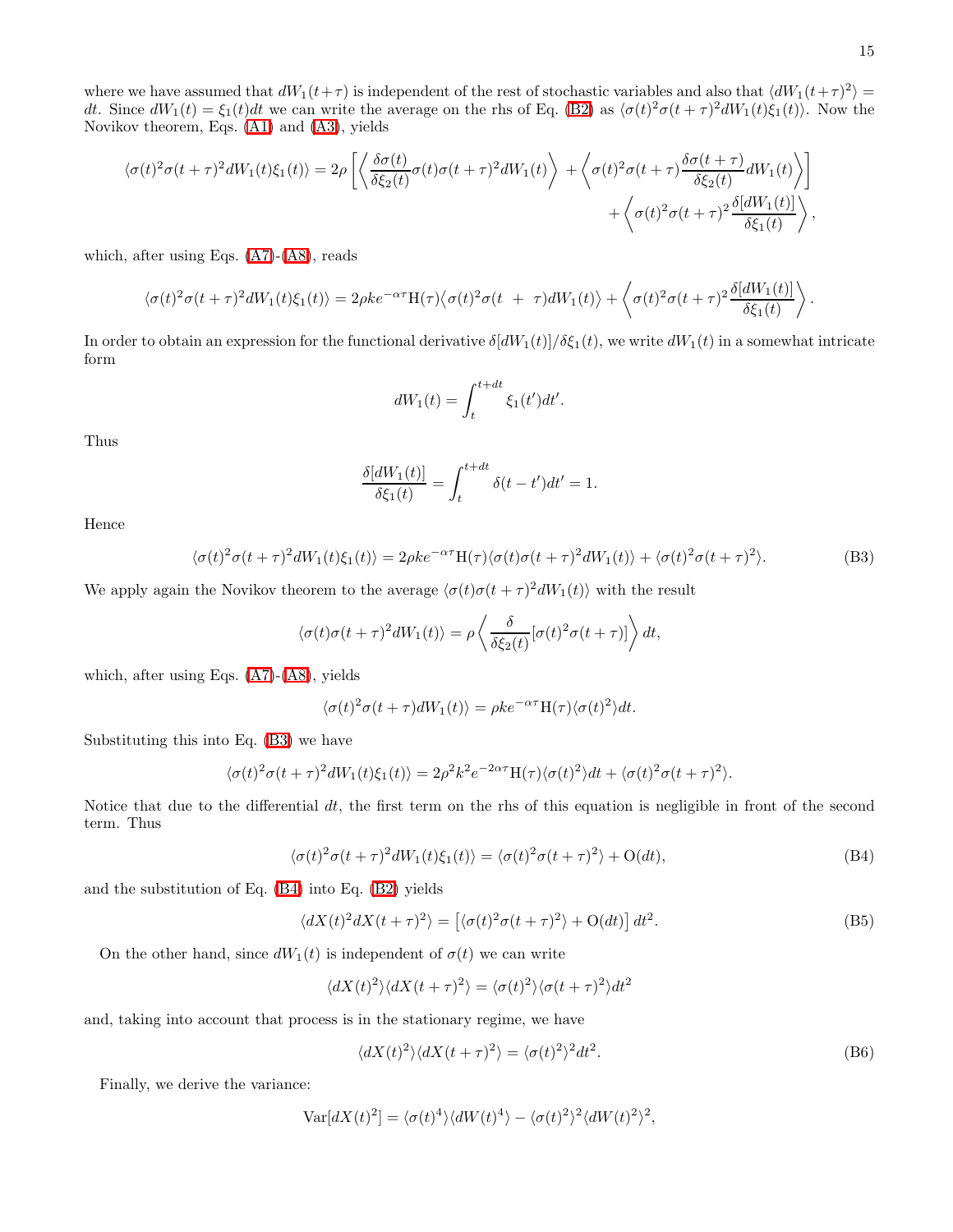where we have assumed that $dW_1(t+\tau)$ is independent of the rest of stochastic variables and also that $\langle dW_1(t+\tau)^2\rangle = dt$. Since $dW_1(t) = \xi_1(t)dt$ we can write the average on the rhs of Eq. (B2) as $\langle\sigma(t)^2\sigma(t+\tau)^2 dW_1(t)\xi_1(t)\rangle$. Now the Novikov theorem, Eqs. (A1) and (A3), yields

$$\langle\sigma(t)^2\sigma(t+\tau)^2 dW_1(t)\xi_1(t)\rangle = 2\rho\left[\left\langle\frac{\delta\sigma(t)}{\delta\xi_2(t)}\sigma(t)\sigma(t+\tau)^2 dW_1(t)\right\rangle + \left\langle\sigma(t)^2\sigma(t+\tau)\frac{\delta\sigma(t+\tau)}{\delta\xi_2(t)}dW_1(t)\right\rangle\right] + \left\langle\sigma(t)^2\sigma(t+\tau)^2\frac{\delta[dW_1(t)]}{\delta\xi_1(t)}\right\rangle,$$

which, after using Eqs. (A7)-(A8), reads

$$\langle\sigma(t)^2\sigma(t+\tau)^2 dW_1(t)\xi_1(t)\rangle = 2\rho k e^{-\alpha\tau}\mathrm{H}(\tau)\langle\sigma(t)^2\sigma(t\ +\ \tau)dW_1(t)\rangle + \left\langle\sigma(t)^2\sigma(t+\tau)^2\frac{\delta[dW_1(t)]}{\delta\xi_1(t)}\right\rangle.$$

In order to obtain an expression for the functional derivative $\delta[dW_1(t)]/\delta\xi_1(t)$, we write $dW_1(t)$ in a somewhat intricate form

$$dW_1(t) = \int_t^{t+dt}\xi_1(t')dt'.$$

Thus

$$\frac{\delta[dW_1(t)]}{\delta\xi_1(t)} = \int_t^{t+dt}\delta(t-t')dt' = 1.$$

Hence

$$\langle\sigma(t)^2\sigma(t+\tau)^2 dW_1(t)\xi_1(t)\rangle = 2\rho k e^{-\alpha\tau}\mathrm{H}(\tau)\langle\sigma(t)\sigma(t+\tau)^2 dW_1(t)\rangle + \langle\sigma(t)^2\sigma(t+\tau)^2\rangle. \tag{B3}$$

We apply again the Novikov theorem to the average $\langle\sigma(t)\sigma(t+\tau)^2 dW_1(t)\rangle$ with the result

$$\langle\sigma(t)\sigma(t+\tau)^2 dW_1(t)\rangle = \rho\left\langle\frac{\delta}{\delta\xi_2(t)}[\sigma(t)^2\sigma(t+\tau)]\right\rangle dt,$$

which, after using Eqs. (A7)-(A8), yields

$$\langle\sigma(t)^2\sigma(t+\tau)dW_1(t)\rangle = \rho k e^{-\alpha\tau}\mathrm{H}(\tau)\langle\sigma(t)^2\rangle dt.$$

Substituting this into Eq. (B3) we have

$$\langle\sigma(t)^2\sigma(t+\tau)^2 dW_1(t)\xi_1(t)\rangle = 2\rho^2 k^2 e^{-2\alpha\tau}\mathrm{H}(\tau)\langle\sigma(t)^2\rangle dt + \langle\sigma(t)^2\sigma(t+\tau)^2\rangle.$$

Notice that due to the differential $dt$, the first term on the rhs of this equation is negligible in front of the second term. Thus

$$\langle\sigma(t)^2\sigma(t+\tau)^2 dW_1(t)\xi_1(t)\rangle = \langle\sigma(t)^2\sigma(t+\tau)^2\rangle + \mathrm{O}(dt), \tag{B4}$$

and the substitution of Eq. (B4) into Eq. (B2) yields

$$\langle dX(t)^2 dX(t+\tau)^2\rangle = \left[\langle\sigma(t)^2\sigma(t+\tau)^2\rangle + \mathrm{O}(dt)\right]dt^2. \tag{B5}$$

On the other hand, since $dW_1(t)$ is independent of $\sigma(t)$ we can write

$$\langle dX(t)^2\rangle\langle dX(t+\tau)^2\rangle = \langle\sigma(t)^2\rangle\langle\sigma(t+\tau)^2\rangle dt^2$$

and, taking into account that process is in the stationary regime, we have

$$\langle dX(t)^2\rangle\langle dX(t+\tau)^2\rangle = \langle\sigma(t)^2\rangle^2 dt^2. \tag{B6}$$

Finally, we derive the variance:

$$\mathrm{Var}[dX(t)^2] = \langle\sigma(t)^4\rangle\langle dW(t)^4\rangle - \langle\sigma(t)^2\rangle^2\langle dW(t)^2\rangle^2,$$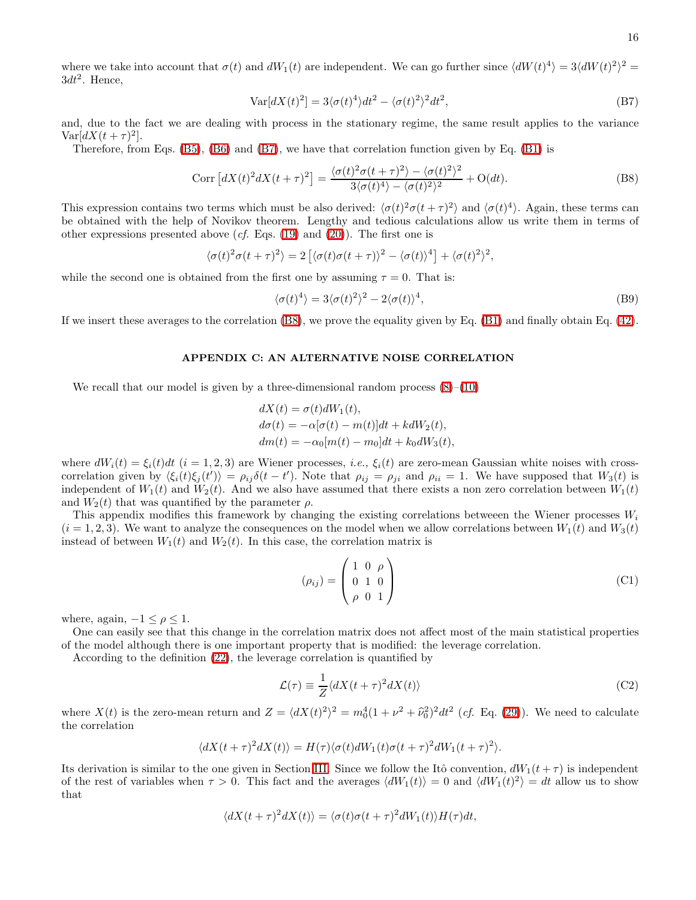where we take into account that $\sigma(t)$ and $dW_1(t)$ are independent. We can go further since $\langle dW(t)^4\rangle = 3\langle dW(t)^2\rangle^2 = 3dt^2$. Hence,

$$\text{Var}[dX(t)^2] = 3\langle\sigma(t)^4\rangle dt^2 - \langle\sigma(t)^2\rangle^2 dt^2, \tag{B7}$$

and, due to the fact we are dealing with process in the stationary regime, the same result applies to the variance $\text{Var}[dX(t+\tau)^2]$.

Therefore, from Eqs. (B5), (B6) and (B7), we have that correlation function given by Eq. (B1) is

$$\text{Corr}\left[dX(t)^2 dX(t+\tau)^2\right] = \frac{\langle\sigma(t)^2\sigma(t+\tau)^2\rangle - \langle\sigma(t)^2\rangle^2}{3\langle\sigma(t)^4\rangle - \langle\sigma(t)^2\rangle^2} + \text{O}(dt). \tag{B8}$$

This expression contains two terms which must be also derived: $\langle\sigma(t)^2\sigma(t+\tau)^2\rangle$ and $\langle\sigma(t)^4\rangle$. Again, these terms can be obtained with the help of Novikov theorem. Lengthy and tedious calculations allow us write them in terms of other expressions presented above (*cf.* Eqs. (19) and (20)). The first one is

$$\langle\sigma(t)^2\sigma(t+\tau)^2\rangle = 2\left[\langle\sigma(t)\sigma(t+\tau)\rangle^2 - \langle\sigma(t)\rangle^4\right] + \langle\sigma(t)^2\rangle^2,$$

while the second one is obtained from the first one by assuming $\tau = 0$. That is:

$$\langle\sigma(t)^4\rangle = 3\langle\sigma(t)^2\rangle^2 - 2\langle\sigma(t)\rangle^4, \tag{B9}$$

If we insert these averages to the correlation (B8), we prove the equality given by Eq. (B1) and finally obtain Eq. (42).

## APPENDIX C: AN ALTERNATIVE NOISE CORRELATION

We recall that our model is given by a three-dimensional random process (8)–(10)

$$dX(t) = \sigma(t)dW_1(t),$$
$$d\sigma(t) = -\alpha[\sigma(t) - m(t)]dt + k dW_2(t),$$
$$dm(t) = -\alpha_0[m(t) - m_0]dt + k_0 dW_3(t),$$

where $dW_i(t) = \xi_i(t)dt$ $(i = 1, 2, 3)$ are Wiener processes, *i.e.,* $\xi_i(t)$ are zero-mean Gaussian white noises with cross-correlation given by $\langle\xi_i(t)\xi_j(t')\rangle = \rho_{ij}\delta(t-t')$. Note that $\rho_{ij} = \rho_{ji}$ and $\rho_{ii} = 1$. We have supposed that $W_3(t)$ is independent of $W_1(t)$ and $W_2(t)$. And we also have assumed that there exists a non zero correlation between $W_1(t)$ and $W_2(t)$ that was quantified by the parameter $\rho$.

This appendix modifies this framework by changing the existing correlations betweeen the Wiener processes $W_i$ $(i = 1, 2, 3)$. We want to analyze the consequences on the model when we allow correlations between $W_1(t)$ and $W_3(t)$ instead of between $W_1(t)$ and $W_2(t)$. In this case, the correlation matrix is

$$(\rho_{ij}) = \begin{pmatrix} 1 & 0 & \rho \\ 0 & 1 & 0 \\ \rho & 0 & 1 \end{pmatrix} \tag{C1}$$

where, again, $-1 \leq \rho \leq 1$.

One can easily see that this change in the correlation matrix does not affect most of the main statistical properties of the model although there is one important property that is modified: the leverage correlation.

According to the definition (22), the leverage correlation is quantified by

$$\mathcal{L}(\tau) \equiv \frac{1}{Z}\langle dX(t+\tau)^2 dX(t)\rangle \tag{C2}$$

where $X(t)$ is the zero-mean return and $Z = \langle dX(t)^2\rangle^2 = m_0^4(1 + \nu^2 + \hat{\nu}_0^2)^2 dt^2$ (*cf.* Eq. (29)). We need to calculate the correlation

$$\langle dX(t+\tau)^2 dX(t)\rangle = H(\tau)\langle\sigma(t)dW_1(t)\sigma(t+\tau)^2 dW_1(t+\tau)^2\rangle.$$

Its derivation is similar to the one given in Section III. Since we follow the Itô convention, $dW_1(t+\tau)$ is independent of the rest of variables when $\tau > 0$. This fact and the averages $\langle dW_1(t)\rangle = 0$ and $\langle dW_1(t)^2\rangle = dt$ allow us to show that

$$\langle dX(t+\tau)^2 dX(t)\rangle = \langle\sigma(t)\sigma(t+\tau)^2 dW_1(t)\rangle H(\tau)dt,$$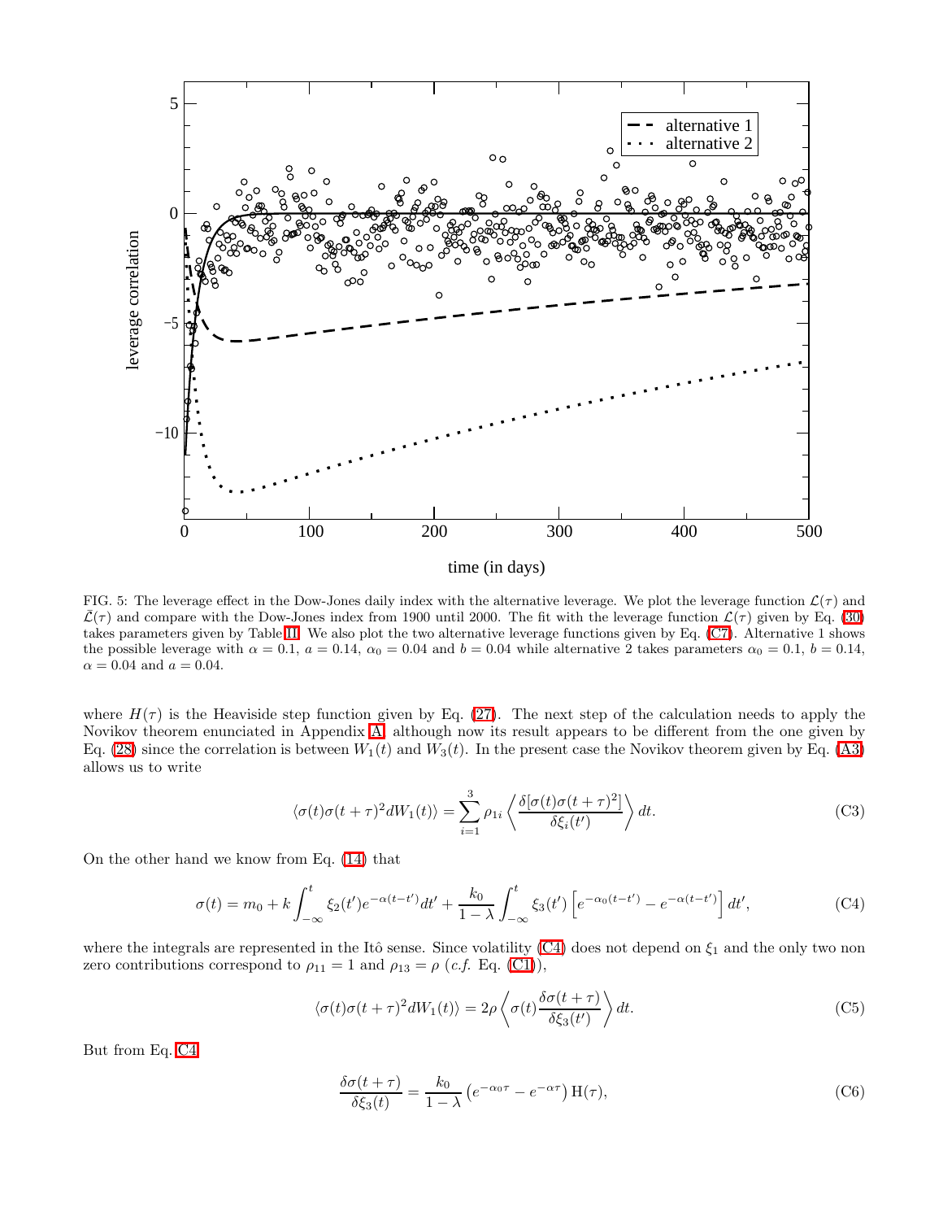FIG. 5: The leverage effect in the Dow-Jones daily index with the alternative leverage. We plot the leverage function $\mathcal{L}(\tau)$ and $\bar{\mathcal{L}}(\tau)$ and compare with the Dow-Jones index from 1900 until 2000. The fit with the leverage function $\mathcal{L}(\tau)$ given by Eq. (30) takes parameters given by Table II. We also plot the two alternative leverage functions given by Eq. (C7). Alternative 1 shows the possible leverage with $\alpha = 0.1$, $a = 0.14$, $\alpha_0 = 0.04$ and $b = 0.04$ while alternative 2 takes parameters $\alpha_0 = 0.1$, $b = 0.14$, $\alpha = 0.04$ and $a = 0.04$.

where $H(\tau)$ is the Heaviside step function given by Eq. (27). The next step of the calculation needs to apply the Novikov theorem enunciated in Appendix A although now its result appears to be different from the one given by Eq. (28) since the correlation is between $W_1(t)$ and $W_3(t)$. In the present case the Novikov theorem given by Eq. (A3) allows us to write

$$\langle \sigma(t)\sigma(t+\tau)^2 dW_1(t)\rangle = \sum_{i=1}^{3} \rho_{1i} \left\langle \frac{\delta[\sigma(t)\sigma(t+\tau)^2]}{\delta\xi_i(t')} \right\rangle dt. \tag{C3}$$

On the other hand we know from Eq. (14) that

$$\sigma(t) = m_0 + k\int_{-\infty}^{t} \xi_2(t')e^{-\alpha(t-t')}dt' + \frac{k_0}{1-\lambda}\int_{-\infty}^{t} \xi_3(t')\left[e^{-\alpha_0(t-t')} - e^{-\alpha(t-t')}\right]dt', \tag{C4}$$

where the integrals are represented in the Itô sense. Since volatility (C4) does not depend on $\xi_1$ and the only two non zero contributions correspond to $\rho_{11} = 1$ and $\rho_{13} = \rho$ (*c.f.* Eq. (C1)),

$$\langle \sigma(t)\sigma(t+\tau)^2 dW_1(t)\rangle = 2\rho \left\langle \sigma(t)\frac{\delta\sigma(t+\tau)}{\delta\xi_3(t')} \right\rangle dt. \tag{C5}$$

But from Eq. C4

$$\frac{\delta\sigma(t+\tau)}{\delta\xi_3(t)} = \frac{k_0}{1-\lambda}\left(e^{-\alpha_0\tau} - e^{-\alpha\tau}\right)\mathrm{H}(\tau), \tag{C6}$$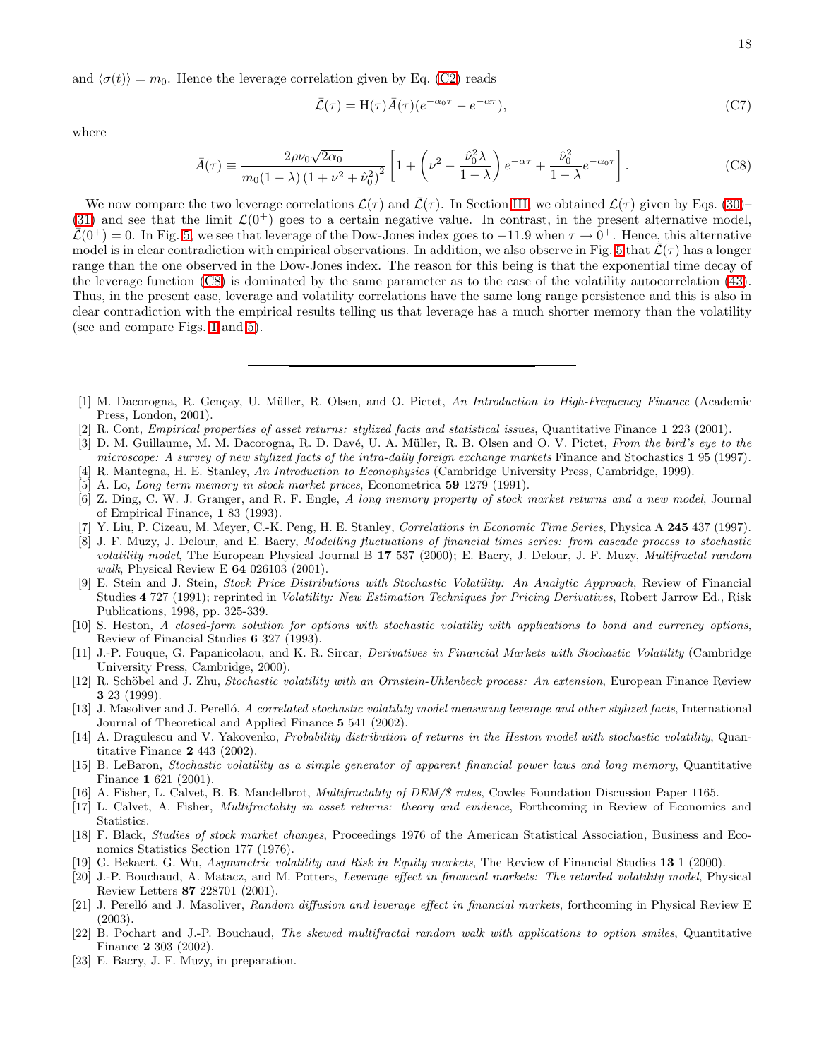and $\langle \sigma(t) \rangle = m_0$. Hence the leverage correlation given by Eq. (C2) reads

$$\bar{\mathcal{L}}(\tau) = \mathrm{H}(\tau)\bar{A}(\tau)(e^{-\alpha_0 \tau} - e^{-\alpha\tau}), \tag{C7}$$

where

$$\bar{A}(\tau) \equiv \frac{2\rho\nu_0\sqrt{2\alpha_0}}{m_0(1-\lambda)\left(1+\nu^2+\hat{\nu}_0^2\right)^2}\left[1+\left(\nu^2-\frac{\hat{\nu}_0^2\lambda}{1-\lambda}\right)e^{-\alpha\tau}+\frac{\hat{\nu}_0^2}{1-\lambda}e^{-\alpha_0\tau}\right]. \tag{C8}$$

We now compare the two leverage correlations $\mathcal{L}(\tau)$ and $\bar{\mathcal{L}}(\tau)$. In Section III, we obtained $\mathcal{L}(\tau)$ given by Eqs. (30)–(31) and see that the limit $\mathcal{L}(0^+)$ goes to a certain negative value. In contrast, in the present alternative model, $\bar{\mathcal{L}}(0^+) = 0$. In Fig. 5, we see that leverage of the Dow-Jones index goes to $-11.9$ when $\tau \to 0^+$. Hence, this alternative model is in clear contradiction with empirical observations. In addition, we also observe in Fig. 5 that $\bar{\mathcal{L}}(\tau)$ has a longer range than the one observed in the Dow-Jones index. The reason for this being is that the exponential time decay of the leverage function (C8) is dominated by the same parameter as to the case of the volatility autocorrelation (43). Thus, in the present case, leverage and volatility correlations have the same long range persistence and this is also in clear contradiction with the empirical results telling us that leverage has a much shorter memory than the volatility (see and compare Figs. 1 and 5).

---

[1] M. Dacorogna, R. Gençay, U. Müller, R. Olsen, and O. Pictet, *An Introduction to High-Frequency Finance* (Academic Press, London, 2001).

[2] R. Cont, *Empirical properties of asset returns: stylized facts and statistical issues*, Quantitative Finance **1** 223 (2001).

[3] D. M. Guillaume, M. M. Dacorogna, R. D. Davé, U. A. Müller, R. B. Olsen and O. V. Pictet, *From the bird's eye to the microscope: A survey of new stylized facts of the intra-daily foreign exchange markets* Finance and Stochastics **1** 95 (1997).

[4] R. Mantegna, H. E. Stanley, *An Introduction to Econophysics* (Cambridge University Press, Cambridge, 1999).

[5] A. Lo, *Long term memory in stock market prices*, Econometrica **59** 1279 (1991).

[6] Z. Ding, C. W. J. Granger, and R. F. Engle, *A long memory property of stock market returns and a new model*, Journal of Empirical Finance, **1** 83 (1993).

[7] Y. Liu, P. Cizeau, M. Meyer, C.-K. Peng, H. E. Stanley, *Correlations in Economic Time Series*, Physica A **245** 437 (1997).

[8] J. F. Muzy, J. Delour, and E. Bacry, *Modelling fluctuations of financial times series: from cascade process to stochastic volatility model*, The European Physical Journal B **17** 537 (2000); E. Bacry, J. Delour, J. F. Muzy, *Multifractal random walk*, Physical Review E **64** 026103 (2001).

[9] E. Stein and J. Stein, *Stock Price Distributions with Stochastic Volatility: An Analytic Approach*, Review of Financial Studies **4** 727 (1991); reprinted in *Volatility: New Estimation Techniques for Pricing Derivatives*, Robert Jarrow Ed., Risk Publications, 1998, pp. 325-339.

[10] S. Heston, *A closed-form solution for options with stochastic volatiliy with applications to bond and currency options*, Review of Financial Studies **6** 327 (1993).

[11] J.-P. Fouque, G. Papanicolaou, and K. R. Sircar, *Derivatives in Financial Markets with Stochastic Volatility* (Cambridge University Press, Cambridge, 2000).

[12] R. Schöbel and J. Zhu, *Stochastic volatility with an Ornstein-Uhlenbeck process: An extension*, European Finance Review **3** 23 (1999).

[13] J. Masoliver and J. Perelló, *A correlated stochastic volatility model measuring leverage and other stylized facts*, International Journal of Theoretical and Applied Finance **5** 541 (2002).

[14] A. Dragulescu and V. Yakovenko, *Probability distribution of returns in the Heston model with stochastic volatility*, Quantitative Finance **2** 443 (2002).

[15] B. LeBaron, *Stochastic volatility as a simple generator of apparent financial power laws and long memory*, Quantitative Finance **1** 621 (2001).

[16] A. Fisher, L. Calvet, B. B. Mandelbrot, *Multifractality of DEM/$ rates*, Cowles Foundation Discussion Paper 1165.

[17] L. Calvet, A. Fisher, *Multifractality in asset returns: theory and evidence*, Forthcoming in Review of Economics and Statistics.

[18] F. Black, *Studies of stock market changes*, Proceedings 1976 of the American Statistical Association, Business and Economics Statistics Section 177 (1976).

[19] G. Bekaert, G. Wu, *Asymmetric volatility and Risk in Equity markets*, The Review of Financial Studies **13** 1 (2000).

[20] J.-P. Bouchaud, A. Matacz, and M. Potters, *Leverage effect in financial markets: The retarded volatility model*, Physical Review Letters **87** 228701 (2001).

[21] J. Perelló and J. Masoliver, *Random diffusion and leverage effect in financial markets*, forthcoming in Physical Review E (2003).

[22] B. Pochart and J.-P. Bouchaud, *The skewed multifractal random walk with applications to option smiles*, Quantitative Finance **2** 303 (2002).

[23] E. Bacry, J. F. Muzy, in preparation.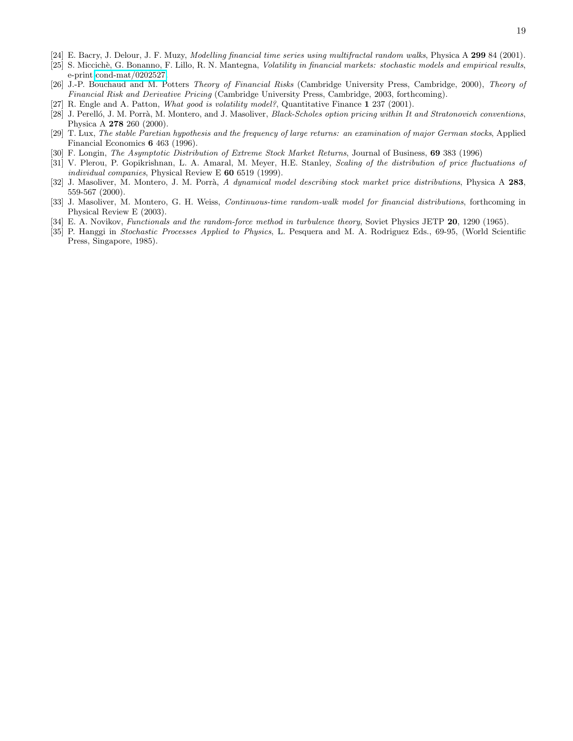[24] E. Bacry, J. Delour, J. F. Muzy, *Modelling financial time series using multifractal random walks*, Physica A **299** 84 (2001).
[25] S. Miccichè, G. Bonanno, F. Lillo, R. N. Mantegna, *Volatility in financial markets: stochastic models and empirical results*, e-print cond-mat/0202527.
[26] J.-P. Bouchaud and M. Potters *Theory of Financial Risks* (Cambridge University Press, Cambridge, 2000), *Theory of Financial Risk and Derivative Pricing* (Cambridge University Press, Cambridge, 2003, forthcoming).
[27] R. Engle and A. Patton, *What good is volatility model?*, Quantitative Finance **1** 237 (2001).
[28] J. Perelló, J. M. Porrà, M. Montero, and J. Masoliver, *Black-Scholes option pricing within It and Stratonovich conventions*, Physica A **278** 260 (2000).
[29] T. Lux, *The stable Paretian hypothesis and the frequency of large returns: an examination of major German stocks*, Applied Financial Economics **6** 463 (1996).
[30] F. Longin, *The Asymptotic Distribution of Extreme Stock Market Returns*, Journal of Business, **69** 383 (1996)
[31] V. Plerou, P. Gopikrishnan, L. A. Amaral, M. Meyer, H.E. Stanley, *Scaling of the distribution of price fluctuations of individual companies*, Physical Review E **60** 6519 (1999).
[32] J. Masoliver, M. Montero, J. M. Porrà, *A dynamical model describing stock market price distributions*, Physica A **283**, 559-567 (2000).
[33] J. Masoliver, M. Montero, G. H. Weiss, *Continuous-time random-walk model for financial distributions*, forthcoming in Physical Review E (2003).
[34] E. A. Novikov, *Functionals and the random-force method in turbulence theory*, Soviet Physics JETP **20**, 1290 (1965).
[35] P. Hanggi in *Stochastic Processes Applied to Physics*, L. Pesquera and M. A. Rodriguez Eds., 69-95, (World Scientific Press, Singapore, 1985).